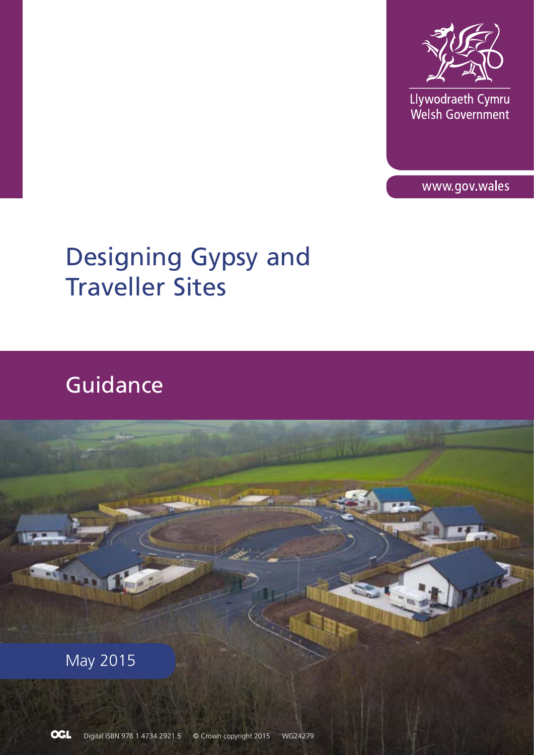Llywodraeth Cymru
Welsh Government

www.gov.wales

# Designing Gypsy and Traveller Sites

## Guidance

May 2015

Digital ISBN 978 1 4734 2921 5 © Crown copyright 2015 WG24279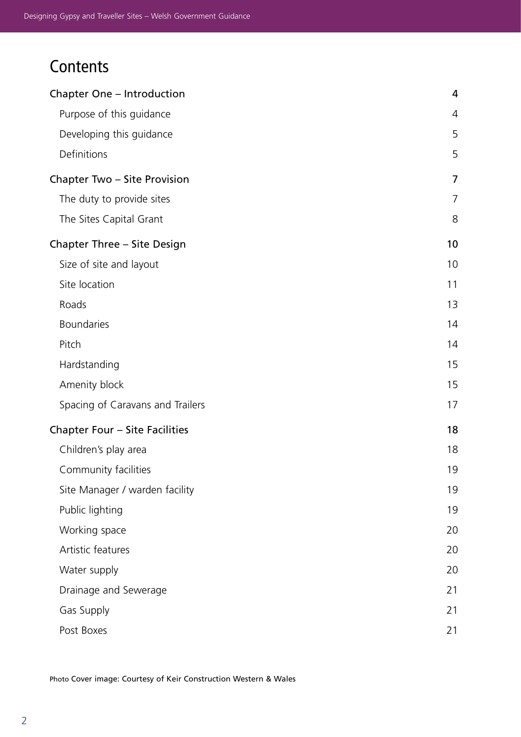# Contents

| | |
|---|---|
| **Chapter One – Introduction** | **4** |
| Purpose of this guidance | 4 |
| Developing this guidance | 5 |
| Definitions | 5 |
| **Chapter Two – Site Provision** | **7** |
| The duty to provide sites | 7 |
| The Sites Capital Grant | 8 |
| **Chapter Three – Site Design** | **10** |
| Size of site and layout | 10 |
| Site location | 11 |
| Roads | 13 |
| Boundaries | 14 |
| Pitch | 14 |
| Hardstanding | 15 |
| Amenity block | 15 |
| Spacing of Caravans and Trailers | 17 |
| **Chapter Four – Site Facilities** | **18** |
| Children's play area | 18 |
| Community facilities | 19 |
| Site Manager / warden facility | 19 |
| Public lighting | 19 |
| Working space | 20 |
| Artistic features | 20 |
| Water supply | 20 |
| Drainage and Sewerage | 21 |
| Gas Supply | 21 |
| Post Boxes | 21 |

Photo Cover image: Courtesy of Keir Construction Western & Wales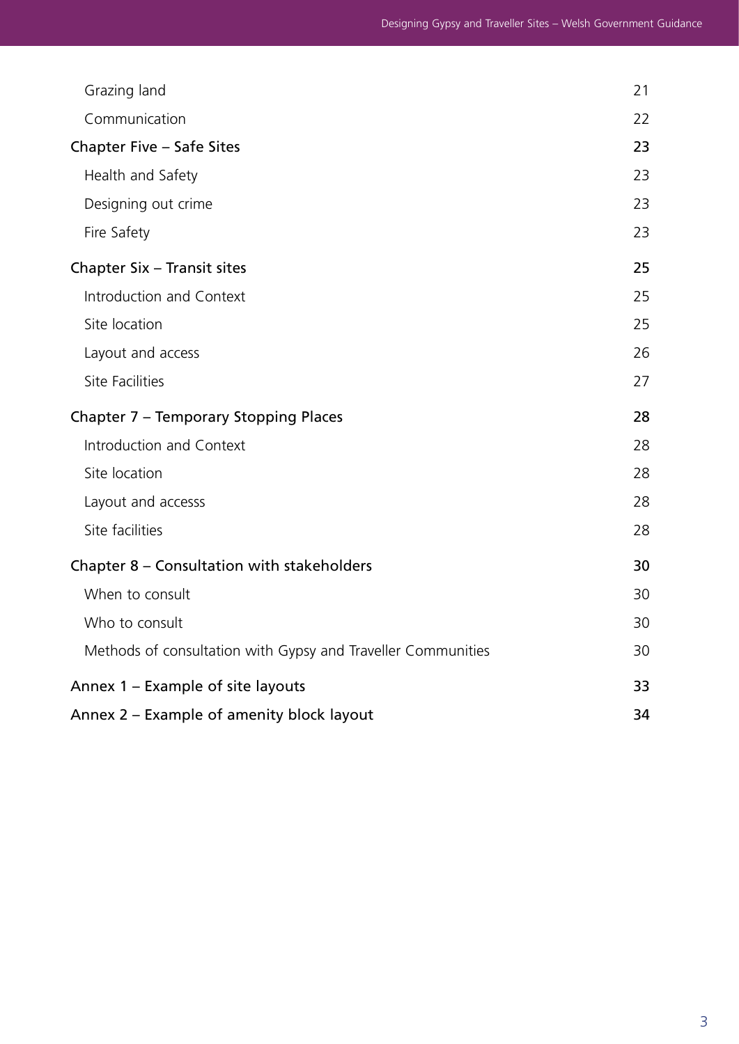| | |
|---|---|
| Grazing land | 21 |
| Communication | 22 |
| **Chapter Five – Safe Sites** | **23** |
| Health and Safety | 23 |
| Designing out crime | 23 |
| Fire Safety | 23 |
| **Chapter Six – Transit sites** | **25** |
| Introduction and Context | 25 |
| Site location | 25 |
| Layout and access | 26 |
| Site Facilities | 27 |
| **Chapter 7 – Temporary Stopping Places** | **28** |
| Introduction and Context | 28 |
| Site location | 28 |
| Layout and accesss | 28 |
| Site facilities | 28 |
| **Chapter 8 – Consultation with stakeholders** | **30** |
| When to consult | 30 |
| Who to consult | 30 |
| Methods of consultation with Gypsy and Traveller Communities | 30 |
| **Annex 1 – Example of site layouts** | **33** |
| **Annex 2 – Example of amenity block layout** | **34** |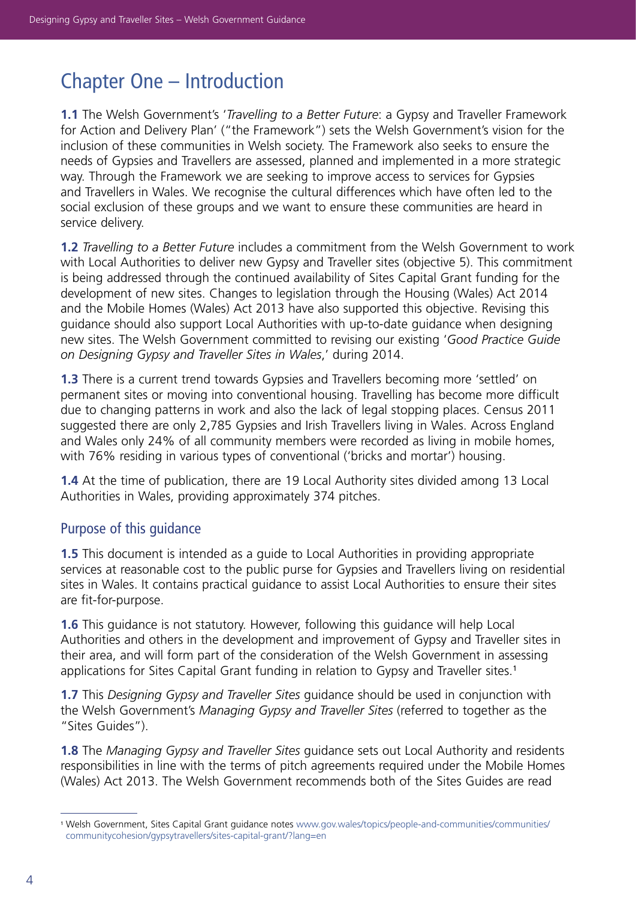# Chapter One – Introduction

**1.1** The Welsh Government's '*Travelling to a Better Future*: a Gypsy and Traveller Framework for Action and Delivery Plan' ("the Framework") sets the Welsh Government's vision for the inclusion of these communities in Welsh society. The Framework also seeks to ensure the needs of Gypsies and Travellers are assessed, planned and implemented in a more strategic way. Through the Framework we are seeking to improve access to services for Gypsies and Travellers in Wales. We recognise the cultural differences which have often led to the social exclusion of these groups and we want to ensure these communities are heard in service delivery.

**1.2** *Travelling to a Better Future* includes a commitment from the Welsh Government to work with Local Authorities to deliver new Gypsy and Traveller sites (objective 5). This commitment is being addressed through the continued availability of Sites Capital Grant funding for the development of new sites. Changes to legislation through the Housing (Wales) Act 2014 and the Mobile Homes (Wales) Act 2013 have also supported this objective. Revising this guidance should also support Local Authorities with up-to-date guidance when designing new sites. The Welsh Government committed to revising our existing '*Good Practice Guide on Designing Gypsy and Traveller Sites in Wales*,' during 2014.

**1.3** There is a current trend towards Gypsies and Travellers becoming more 'settled' on permanent sites or moving into conventional housing. Travelling has become more difficult due to changing patterns in work and also the lack of legal stopping places. Census 2011 suggested there are only 2,785 Gypsies and Irish Travellers living in Wales. Across England and Wales only 24% of all community members were recorded as living in mobile homes, with 76% residing in various types of conventional ('bricks and mortar') housing.

**1.4** At the time of publication, there are 19 Local Authority sites divided among 13 Local Authorities in Wales, providing approximately 374 pitches.

## Purpose of this guidance

**1.5** This document is intended as a guide to Local Authorities in providing appropriate services at reasonable cost to the public purse for Gypsies and Travellers living on residential sites in Wales. It contains practical guidance to assist Local Authorities to ensure their sites are fit-for-purpose.

**1.6** This guidance is not statutory. However, following this guidance will help Local Authorities and others in the development and improvement of Gypsy and Traveller sites in their area, and will form part of the consideration of the Welsh Government in assessing applications for Sites Capital Grant funding in relation to Gypsy and Traveller sites.[1]

**1.7** This *Designing Gypsy and Traveller Sites* guidance should be used in conjunction with the Welsh Government's *Managing Gypsy and Traveller Sites* (referred to together as the "Sites Guides").

**1.8** The *Managing Gypsy and Traveller Sites* guidance sets out Local Authority and residents responsibilities in line with the terms of pitch agreements required under the Mobile Homes (Wales) Act 2013. The Welsh Government recommends both of the Sites Guides are read

---

[1] Welsh Government, Sites Capital Grant guidance notes www.gov.wales/topics/people-and-communities/communities/communitycohesion/gypsytravellers/sites-capital-grant/?lang=en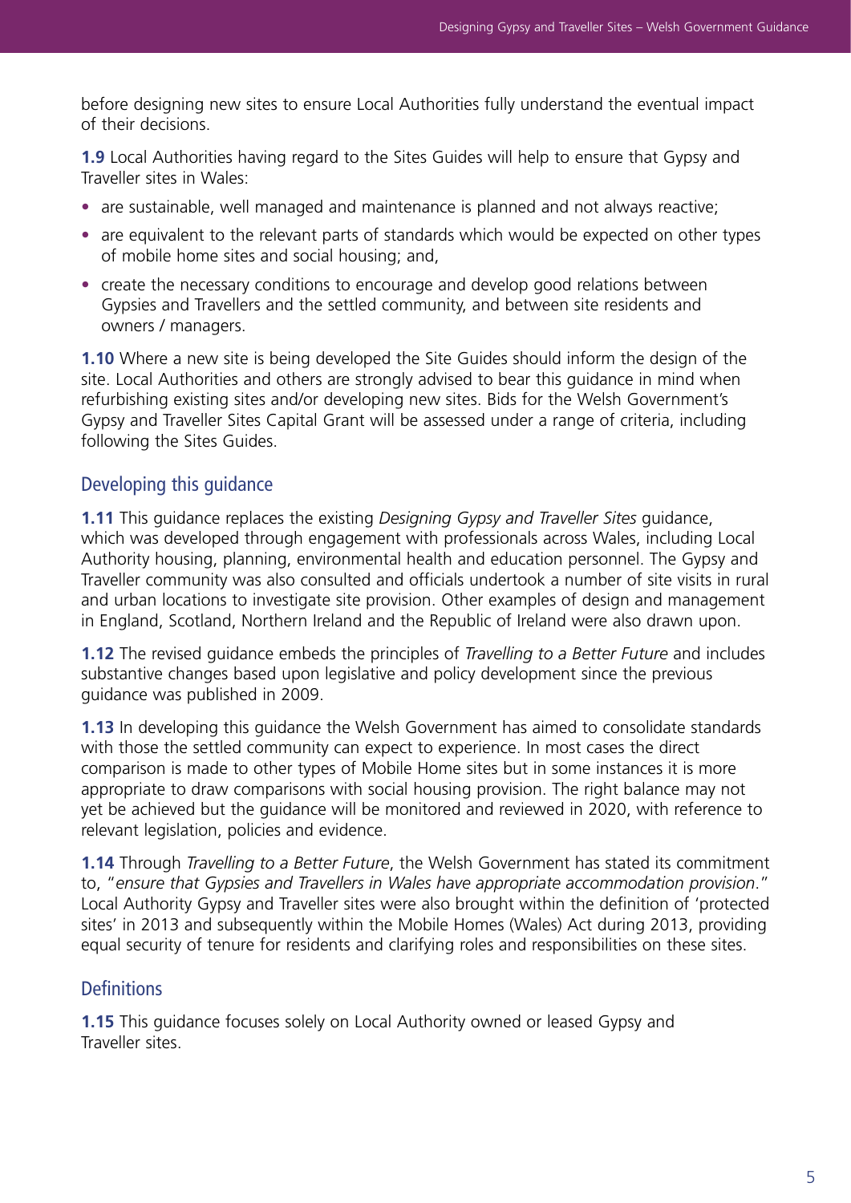before designing new sites to ensure Local Authorities fully understand the eventual impact of their decisions.

**1.9** Local Authorities having regard to the Sites Guides will help to ensure that Gypsy and Traveller sites in Wales:

- are sustainable, well managed and maintenance is planned and not always reactive;
- are equivalent to the relevant parts of standards which would be expected on other types of mobile home sites and social housing; and,
- create the necessary conditions to encourage and develop good relations between Gypsies and Travellers and the settled community, and between site residents and owners / managers.

**1.10** Where a new site is being developed the Site Guides should inform the design of the site. Local Authorities and others are strongly advised to bear this guidance in mind when refurbishing existing sites and/or developing new sites. Bids for the Welsh Government's Gypsy and Traveller Sites Capital Grant will be assessed under a range of criteria, including following the Sites Guides.

## Developing this guidance

**1.11** This guidance replaces the existing *Designing Gypsy and Traveller Sites* guidance, which was developed through engagement with professionals across Wales, including Local Authority housing, planning, environmental health and education personnel. The Gypsy and Traveller community was also consulted and officials undertook a number of site visits in rural and urban locations to investigate site provision. Other examples of design and management in England, Scotland, Northern Ireland and the Republic of Ireland were also drawn upon.

**1.12** The revised guidance embeds the principles of *Travelling to a Better Future* and includes substantive changes based upon legislative and policy development since the previous guidance was published in 2009.

**1.13** In developing this guidance the Welsh Government has aimed to consolidate standards with those the settled community can expect to experience. In most cases the direct comparison is made to other types of Mobile Home sites but in some instances it is more appropriate to draw comparisons with social housing provision. The right balance may not yet be achieved but the guidance will be monitored and reviewed in 2020, with reference to relevant legislation, policies and evidence.

**1.14** Through *Travelling to a Better Future*, the Welsh Government has stated its commitment to, "*ensure that Gypsies and Travellers in Wales have appropriate accommodation provision*." Local Authority Gypsy and Traveller sites were also brought within the definition of 'protected sites' in 2013 and subsequently within the Mobile Homes (Wales) Act during 2013, providing equal security of tenure for residents and clarifying roles and responsibilities on these sites.

## Definitions

**1.15** This guidance focuses solely on Local Authority owned or leased Gypsy and Traveller sites.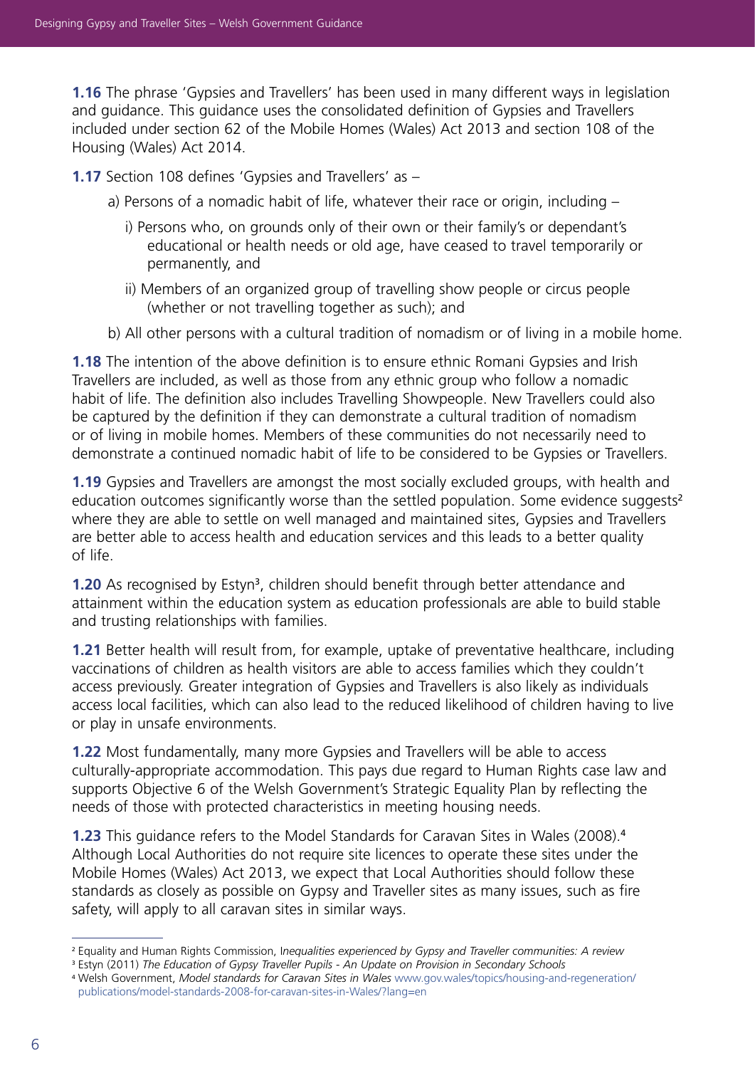**1.16** The phrase 'Gypsies and Travellers' has been used in many different ways in legislation and guidance. This guidance uses the consolidated definition of Gypsies and Travellers included under section 62 of the Mobile Homes (Wales) Act 2013 and section 108 of the Housing (Wales) Act 2014.

**1.17** Section 108 defines 'Gypsies and Travellers' as –

a) Persons of a nomadic habit of life, whatever their race or origin, including –

i) Persons who, on grounds only of their own or their family's or dependant's educational or health needs or old age, have ceased to travel temporarily or permanently, and

ii) Members of an organized group of travelling show people or circus people (whether or not travelling together as such); and

b) All other persons with a cultural tradition of nomadism or of living in a mobile home.

**1.18** The intention of the above definition is to ensure ethnic Romani Gypsies and Irish Travellers are included, as well as those from any ethnic group who follow a nomadic habit of life. The definition also includes Travelling Showpeople. New Travellers could also be captured by the definition if they can demonstrate a cultural tradition of nomadism or of living in mobile homes. Members of these communities do not necessarily need to demonstrate a continued nomadic habit of life to be considered to be Gypsies or Travellers.

**1.19** Gypsies and Travellers are amongst the most socially excluded groups, with health and education outcomes significantly worse than the settled population. Some evidence suggests[2] where they are able to settle on well managed and maintained sites, Gypsies and Travellers are better able to access health and education services and this leads to a better quality of life.

**1.20** As recognised by Estyn[3], children should benefit through better attendance and attainment within the education system as education professionals are able to build stable and trusting relationships with families.

**1.21** Better health will result from, for example, uptake of preventative healthcare, including vaccinations of children as health visitors are able to access families which they couldn't access previously. Greater integration of Gypsies and Travellers is also likely as individuals access local facilities, which can also lead to the reduced likelihood of children having to live or play in unsafe environments.

**1.22** Most fundamentally, many more Gypsies and Travellers will be able to access culturally-appropriate accommodation. This pays due regard to Human Rights case law and supports Objective 6 of the Welsh Government's Strategic Equality Plan by reflecting the needs of those with protected characteristics in meeting housing needs.

**1.23** This guidance refers to the Model Standards for Caravan Sites in Wales (2008).[4] Although Local Authorities do not require site licences to operate these sites under the Mobile Homes (Wales) Act 2013, we expect that Local Authorities should follow these standards as closely as possible on Gypsy and Traveller sites as many issues, such as fire safety, will apply to all caravan sites in similar ways.

---

[2] Equality and Human Rights Commission, I*nequalities experienced by Gypsy and Traveller communities: A review*

[3] Estyn (2011) *The Education of Gypsy Traveller Pupils - An Update on Provision in Secondary Schools*

[4] Welsh Government, *Model standards for Caravan Sites in Wales* www.gov.wales/topics/housing-and-regeneration/publications/model-standards-2008-for-caravan-sites-in-Wales/?lang=en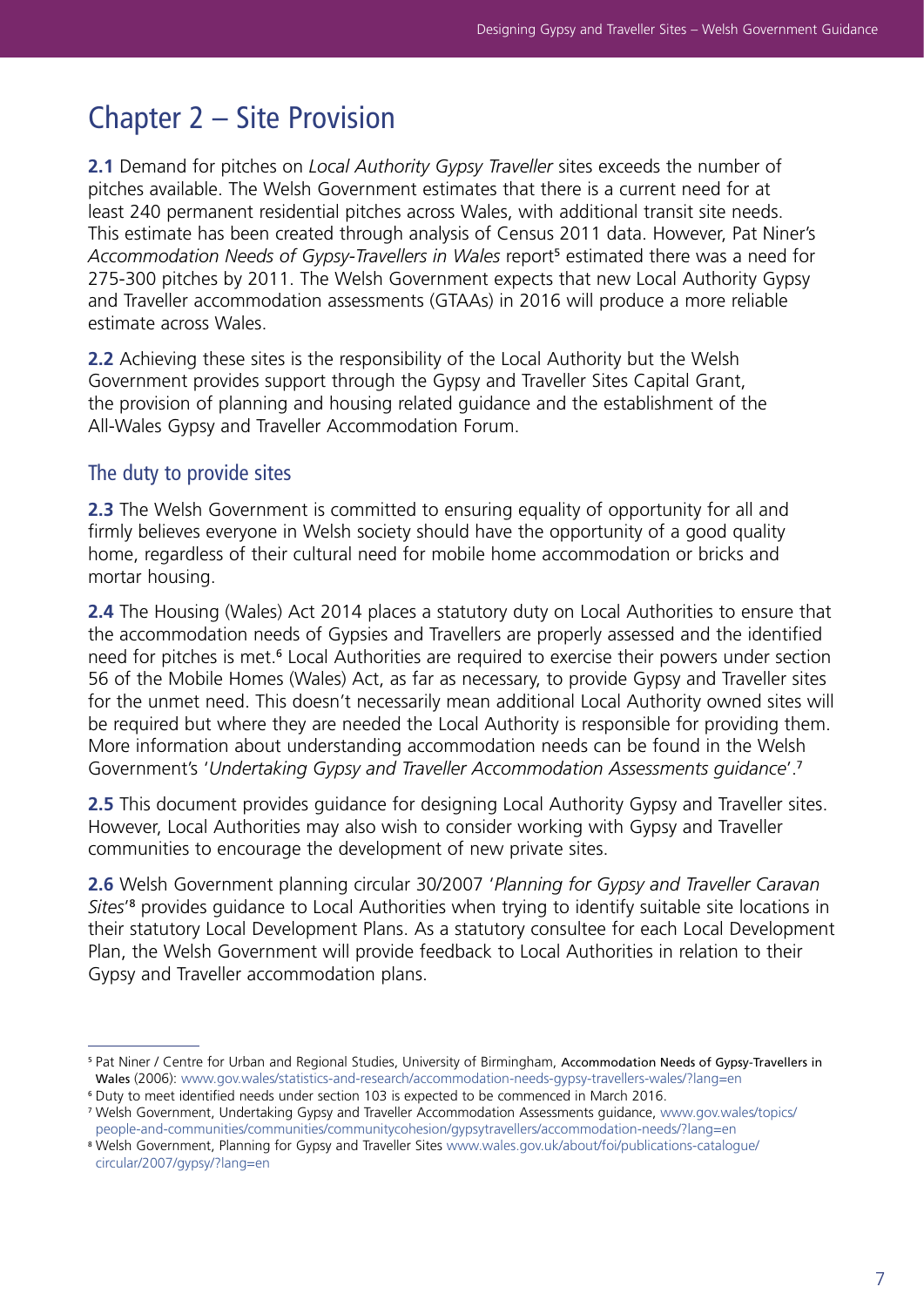# Chapter 2 – Site Provision

**2.1** Demand for pitches on *Local Authority Gypsy Traveller* sites exceeds the number of pitches available. The Welsh Government estimates that there is a current need for at least 240 permanent residential pitches across Wales, with additional transit site needs. This estimate has been created through analysis of Census 2011 data. However, Pat Niner's *Accommodation Needs of Gypsy-Travellers in Wales* report[5] estimated there was a need for 275-300 pitches by 2011. The Welsh Government expects that new Local Authority Gypsy and Traveller accommodation assessments (GTAAs) in 2016 will produce a more reliable estimate across Wales.

**2.2** Achieving these sites is the responsibility of the Local Authority but the Welsh Government provides support through the Gypsy and Traveller Sites Capital Grant, the provision of planning and housing related guidance and the establishment of the All-Wales Gypsy and Traveller Accommodation Forum.

## The duty to provide sites

**2.3** The Welsh Government is committed to ensuring equality of opportunity for all and firmly believes everyone in Welsh society should have the opportunity of a good quality home, regardless of their cultural need for mobile home accommodation or bricks and mortar housing.

**2.4** The Housing (Wales) Act 2014 places a statutory duty on Local Authorities to ensure that the accommodation needs of Gypsies and Travellers are properly assessed and the identified need for pitches is met.[6] Local Authorities are required to exercise their powers under section 56 of the Mobile Homes (Wales) Act, as far as necessary, to provide Gypsy and Traveller sites for the unmet need. This doesn't necessarily mean additional Local Authority owned sites will be required but where they are needed the Local Authority is responsible for providing them. More information about understanding accommodation needs can be found in the Welsh Government's '*Undertaking Gypsy and Traveller Accommodation Assessments guidance*'.[7]

**2.5** This document provides guidance for designing Local Authority Gypsy and Traveller sites. However, Local Authorities may also wish to consider working with Gypsy and Traveller communities to encourage the development of new private sites.

**2.6** Welsh Government planning circular 30/2007 '*Planning for Gypsy and Traveller Caravan Sites*'[8] provides guidance to Local Authorities when trying to identify suitable site locations in their statutory Local Development Plans. As a statutory consultee for each Local Development Plan, the Welsh Government will provide feedback to Local Authorities in relation to their Gypsy and Traveller accommodation plans.

---

[5] Pat Niner / Centre for Urban and Regional Studies, University of Birmingham, Accommodation Needs of Gypsy-Travellers in Wales (2006): www.gov.wales/statistics-and-research/accommodation-needs-gypsy-travellers-wales/?lang=en

[6] Duty to meet identified needs under section 103 is expected to be commenced in March 2016.

[7] Welsh Government, Undertaking Gypsy and Traveller Accommodation Assessments guidance, www.gov.wales/topics/people-and-communities/communities/communitycohesion/gypsytravellers/accommodation-needs/?lang=en

[8] Welsh Government, Planning for Gypsy and Traveller Sites www.wales.gov.uk/about/foi/publications-catalogue/circular/2007/gypsy/?lang=en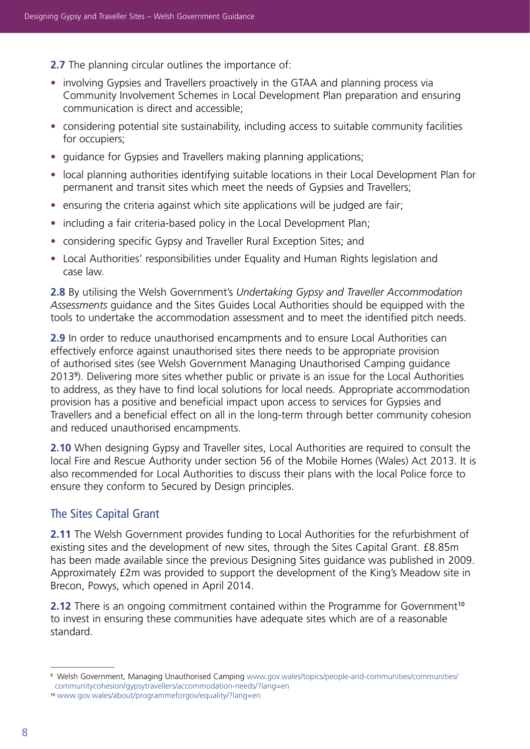**2.7** The planning circular outlines the importance of:

- involving Gypsies and Travellers proactively in the GTAA and planning process via Community Involvement Schemes in Local Development Plan preparation and ensuring communication is direct and accessible;
- considering potential site sustainability, including access to suitable community facilities for occupiers;
- guidance for Gypsies and Travellers making planning applications;
- local planning authorities identifying suitable locations in their Local Development Plan for permanent and transit sites which meet the needs of Gypsies and Travellers;
- ensuring the criteria against which site applications will be judged are fair;
- including a fair criteria-based policy in the Local Development Plan;
- considering specific Gypsy and Traveller Rural Exception Sites; and
- Local Authorities' responsibilities under Equality and Human Rights legislation and case law.

**2.8** By utilising the Welsh Government's *Undertaking Gypsy and Traveller Accommodation Assessments* guidance and the Sites Guides Local Authorities should be equipped with the tools to undertake the accommodation assessment and to meet the identified pitch needs.

**2.9** In order to reduce unauthorised encampments and to ensure Local Authorities can effectively enforce against unauthorised sites there needs to be appropriate provision of authorised sites (see Welsh Government Managing Unauthorised Camping guidance 2013[9]). Delivering more sites whether public or private is an issue for the Local Authorities to address, as they have to find local solutions for local needs. Appropriate accommodation provision has a positive and beneficial impact upon access to services for Gypsies and Travellers and a beneficial effect on all in the long-term through better community cohesion and reduced unauthorised encampments.

**2.10** When designing Gypsy and Traveller sites, Local Authorities are required to consult the local Fire and Rescue Authority under section 56 of the Mobile Homes (Wales) Act 2013. It is also recommended for Local Authorities to discuss their plans with the local Police force to ensure they conform to Secured by Design principles.

## The Sites Capital Grant

**2.11** The Welsh Government provides funding to Local Authorities for the refurbishment of existing sites and the development of new sites, through the Sites Capital Grant. £8.85m has been made available since the previous Designing Sites guidance was published in 2009. Approximately £2m was provided to support the development of the King's Meadow site in Brecon, Powys, which opened in April 2014.

**2.12** There is an ongoing commitment contained within the Programme for Government[10] to invest in ensuring these communities have adequate sites which are of a reasonable standard.

---

[9] Welsh Government, Managing Unauthorised Camping www.gov.wales/topics/people-and-communities/communities/communitycohesion/gypsytravellers/accommodation-needs/?lang=en

[10] www.gov.wales/about/programmeforgov/equality/?lang=en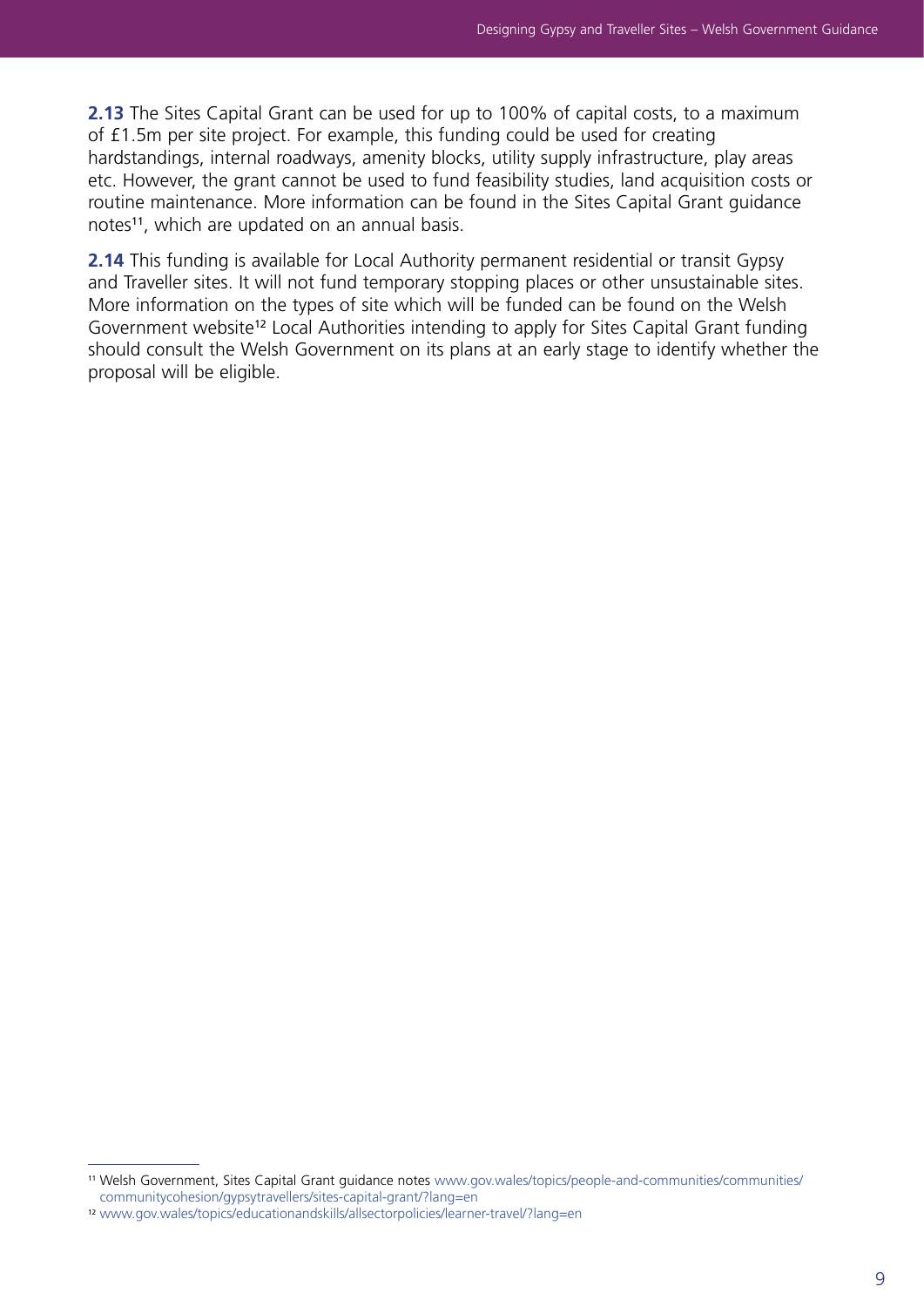**2.13** The Sites Capital Grant can be used for up to 100% of capital costs, to a maximum of £1.5m per site project. For example, this funding could be used for creating hardstandings, internal roadways, amenity blocks, utility supply infrastructure, play areas etc. However, the grant cannot be used to fund feasibility studies, land acquisition costs or routine maintenance. More information can be found in the Sites Capital Grant guidance notes[11], which are updated on an annual basis.

**2.14** This funding is available for Local Authority permanent residential or transit Gypsy and Traveller sites. It will not fund temporary stopping places or other unsustainable sites. More information on the types of site which will be funded can be found on the Welsh Government website[12] Local Authorities intending to apply for Sites Capital Grant funding should consult the Welsh Government on its plans at an early stage to identify whether the proposal will be eligible.

---

[11] Welsh Government, Sites Capital Grant guidance notes www.gov.wales/topics/people-and-communities/communities/communitycohesion/gypsytravellers/sites-capital-grant/?lang=en

[12] www.gov.wales/topics/educationandskills/allsectorpolicies/learner-travel/?lang=en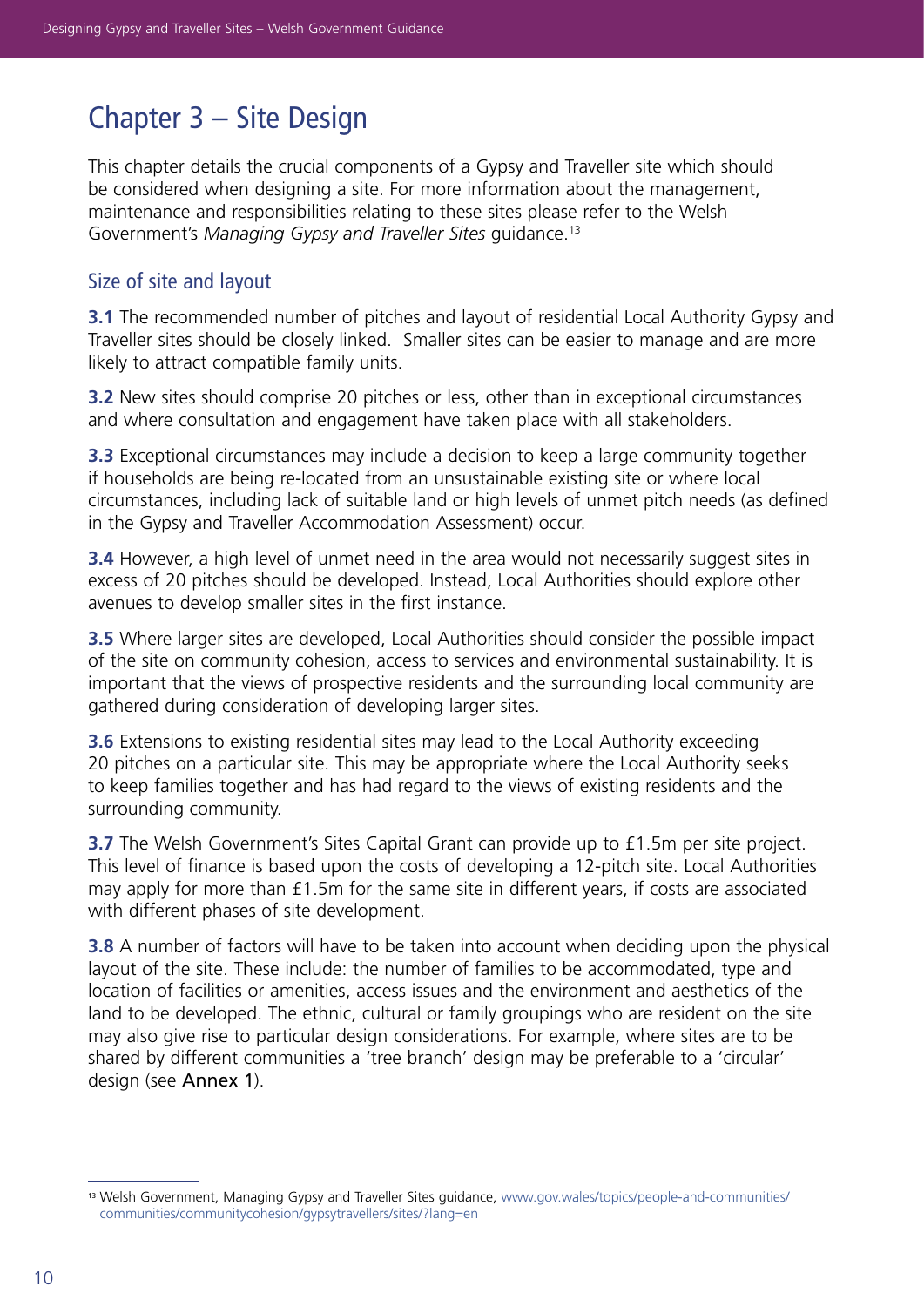# Chapter 3 – Site Design

This chapter details the crucial components of a Gypsy and Traveller site which should be considered when designing a site. For more information about the management, maintenance and responsibilities relating to these sites please refer to the Welsh Government's *Managing Gypsy and Traveller Sites* guidance.[13]

## Size of site and layout

**3.1** The recommended number of pitches and layout of residential Local Authority Gypsy and Traveller sites should be closely linked. Smaller sites can be easier to manage and are more likely to attract compatible family units.

**3.2** New sites should comprise 20 pitches or less, other than in exceptional circumstances and where consultation and engagement have taken place with all stakeholders.

**3.3** Exceptional circumstances may include a decision to keep a large community together if households are being re-located from an unsustainable existing site or where local circumstances, including lack of suitable land or high levels of unmet pitch needs (as defined in the Gypsy and Traveller Accommodation Assessment) occur.

**3.4** However, a high level of unmet need in the area would not necessarily suggest sites in excess of 20 pitches should be developed. Instead, Local Authorities should explore other avenues to develop smaller sites in the first instance.

**3.5** Where larger sites are developed, Local Authorities should consider the possible impact of the site on community cohesion, access to services and environmental sustainability. It is important that the views of prospective residents and the surrounding local community are gathered during consideration of developing larger sites.

**3.6** Extensions to existing residential sites may lead to the Local Authority exceeding 20 pitches on a particular site. This may be appropriate where the Local Authority seeks to keep families together and has had regard to the views of existing residents and the surrounding community.

**3.7** The Welsh Government's Sites Capital Grant can provide up to £1.5m per site project. This level of finance is based upon the costs of developing a 12-pitch site. Local Authorities may apply for more than £1.5m for the same site in different years, if costs are associated with different phases of site development.

**3.8** A number of factors will have to be taken into account when deciding upon the physical layout of the site. These include: the number of families to be accommodated, type and location of facilities or amenities, access issues and the environment and aesthetics of the land to be developed. The ethnic, cultural or family groupings who are resident on the site may also give rise to particular design considerations. For example, where sites are to be shared by different communities a 'tree branch' design may be preferable to a 'circular' design (see Annex 1).

---

[13] Welsh Government, Managing Gypsy and Traveller Sites guidance, www.gov.wales/topics/people-and-communities/communities/communitycohesion/gypsytravellers/sites/?lang=en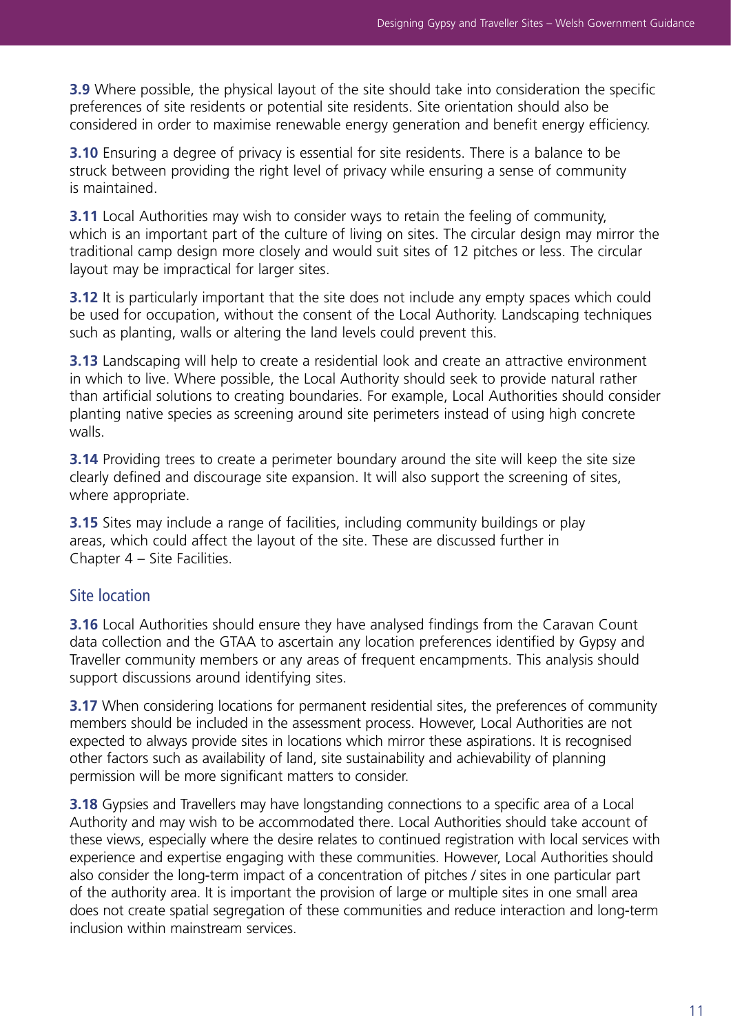**3.9** Where possible, the physical layout of the site should take into consideration the specific preferences of site residents or potential site residents. Site orientation should also be considered in order to maximise renewable energy generation and benefit energy efficiency.

**3.10** Ensuring a degree of privacy is essential for site residents. There is a balance to be struck between providing the right level of privacy while ensuring a sense of community is maintained.

**3.11** Local Authorities may wish to consider ways to retain the feeling of community, which is an important part of the culture of living on sites. The circular design may mirror the traditional camp design more closely and would suit sites of 12 pitches or less. The circular layout may be impractical for larger sites.

**3.12** It is particularly important that the site does not include any empty spaces which could be used for occupation, without the consent of the Local Authority. Landscaping techniques such as planting, walls or altering the land levels could prevent this.

**3.13** Landscaping will help to create a residential look and create an attractive environment in which to live. Where possible, the Local Authority should seek to provide natural rather than artificial solutions to creating boundaries. For example, Local Authorities should consider planting native species as screening around site perimeters instead of using high concrete walls.

**3.14** Providing trees to create a perimeter boundary around the site will keep the site size clearly defined and discourage site expansion. It will also support the screening of sites, where appropriate.

**3.15** Sites may include a range of facilities, including community buildings or play areas, which could affect the layout of the site. These are discussed further in Chapter 4 – Site Facilities.

## Site location

**3.16** Local Authorities should ensure they have analysed findings from the Caravan Count data collection and the GTAA to ascertain any location preferences identified by Gypsy and Traveller community members or any areas of frequent encampments. This analysis should support discussions around identifying sites.

**3.17** When considering locations for permanent residential sites, the preferences of community members should be included in the assessment process. However, Local Authorities are not expected to always provide sites in locations which mirror these aspirations. It is recognised other factors such as availability of land, site sustainability and achievability of planning permission will be more significant matters to consider.

**3.18** Gypsies and Travellers may have longstanding connections to a specific area of a Local Authority and may wish to be accommodated there. Local Authorities should take account of these views, especially where the desire relates to continued registration with local services with experience and expertise engaging with these communities. However, Local Authorities should also consider the long-term impact of a concentration of pitches / sites in one particular part of the authority area. It is important the provision of large or multiple sites in one small area does not create spatial segregation of these communities and reduce interaction and long-term inclusion within mainstream services.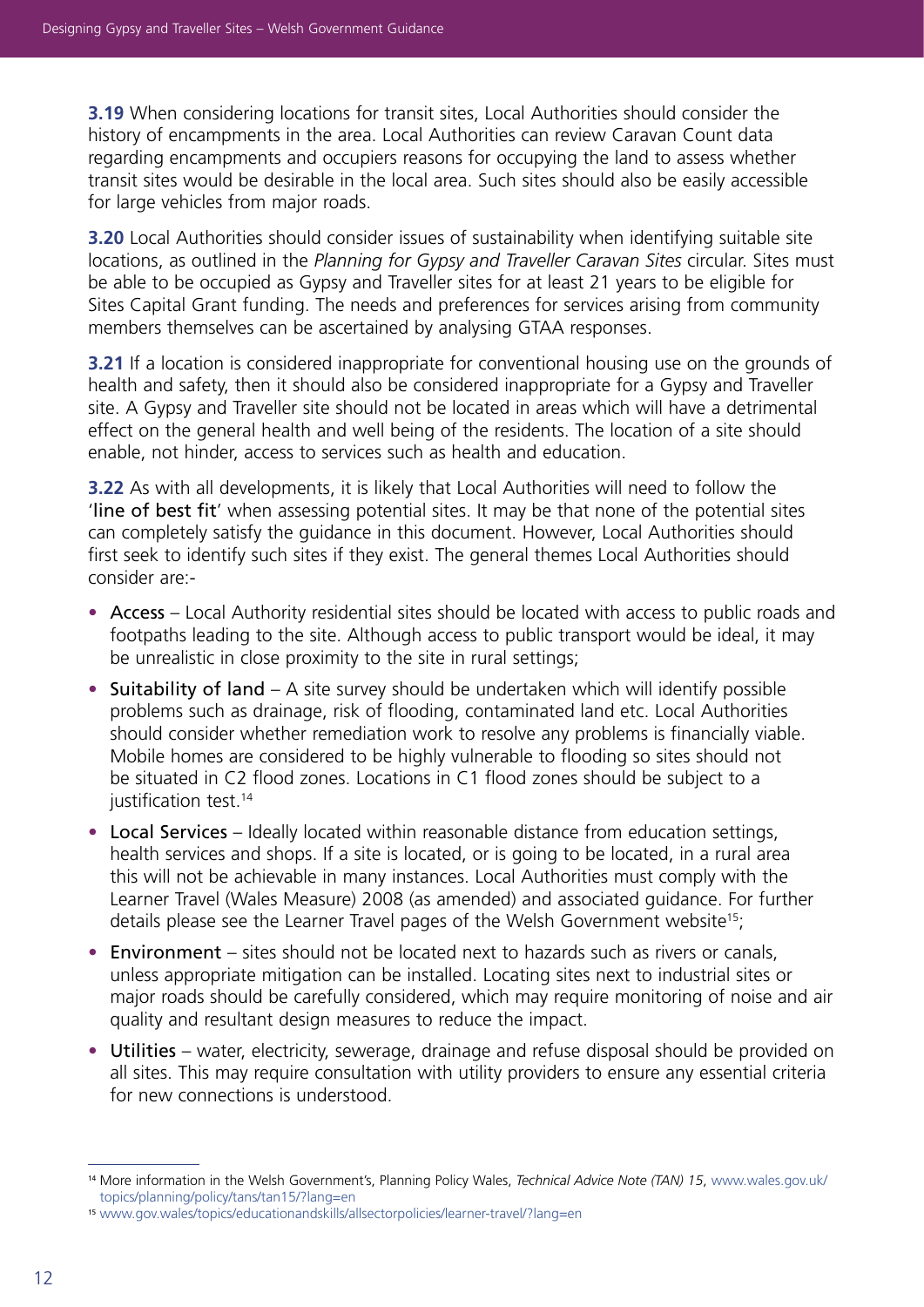**3.19** When considering locations for transit sites, Local Authorities should consider the history of encampments in the area. Local Authorities can review Caravan Count data regarding encampments and occupiers reasons for occupying the land to assess whether transit sites would be desirable in the local area. Such sites should also be easily accessible for large vehicles from major roads.

**3.20** Local Authorities should consider issues of sustainability when identifying suitable site locations, as outlined in the *Planning for Gypsy and Traveller Caravan Sites* circular. Sites must be able to be occupied as Gypsy and Traveller sites for at least 21 years to be eligible for Sites Capital Grant funding. The needs and preferences for services arising from community members themselves can be ascertained by analysing GTAA responses.

**3.21** If a location is considered inappropriate for conventional housing use on the grounds of health and safety, then it should also be considered inappropriate for a Gypsy and Traveller site. A Gypsy and Traveller site should not be located in areas which will have a detrimental effect on the general health and well being of the residents. The location of a site should enable, not hinder, access to services such as health and education.

**3.22** As with all developments, it is likely that Local Authorities will need to follow the 'line of best fit' when assessing potential sites. It may be that none of the potential sites can completely satisfy the guidance in this document. However, Local Authorities should first seek to identify such sites if they exist. The general themes Local Authorities should consider are:-

- Access – Local Authority residential sites should be located with access to public roads and footpaths leading to the site. Although access to public transport would be ideal, it may be unrealistic in close proximity to the site in rural settings;
- Suitability of land – A site survey should be undertaken which will identify possible problems such as drainage, risk of flooding, contaminated land etc. Local Authorities should consider whether remediation work to resolve any problems is financially viable. Mobile homes are considered to be highly vulnerable to flooding so sites should not be situated in C2 flood zones. Locations in C1 flood zones should be subject to a justification test.[14]
- Local Services – Ideally located within reasonable distance from education settings, health services and shops. If a site is located, or is going to be located, in a rural area this will not be achievable in many instances. Local Authorities must comply with the Learner Travel (Wales Measure) 2008 (as amended) and associated guidance. For further details please see the Learner Travel pages of the Welsh Government website[15];
- Environment – sites should not be located next to hazards such as rivers or canals, unless appropriate mitigation can be installed. Locating sites next to industrial sites or major roads should be carefully considered, which may require monitoring of noise and air quality and resultant design measures to reduce the impact.
- Utilities – water, electricity, sewerage, drainage and refuse disposal should be provided on all sites. This may require consultation with utility providers to ensure any essential criteria for new connections is understood.

---

[14] More information in the Welsh Government's, Planning Policy Wales, *Technical Advice Note (TAN) 15*, www.wales.gov.uk/topics/planning/policy/tans/tan15/?lang=en

[15] www.gov.wales/topics/educationandskills/allsectorpolicies/learner-travel/?lang=en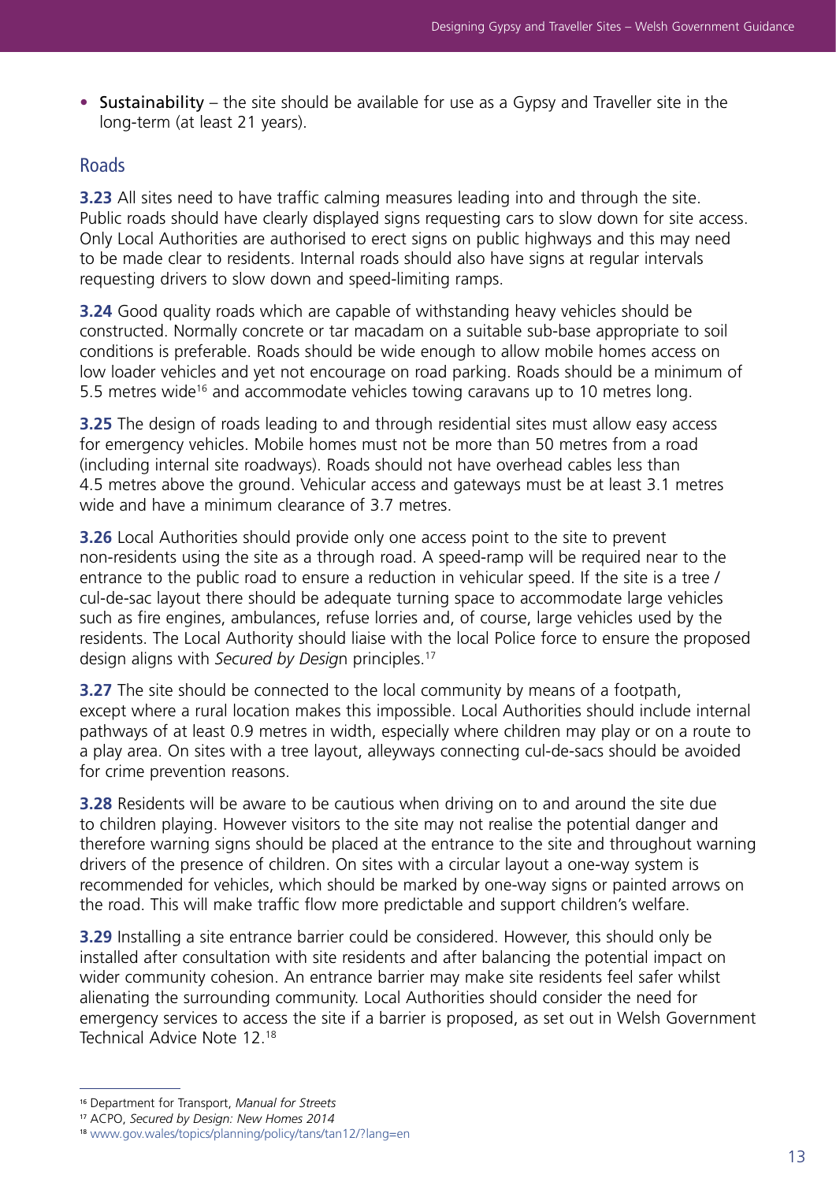- **Sustainability** – the site should be available for use as a Gypsy and Traveller site in the long-term (at least 21 years).

## Roads

**3.23** All sites need to have traffic calming measures leading into and through the site. Public roads should have clearly displayed signs requesting cars to slow down for site access. Only Local Authorities are authorised to erect signs on public highways and this may need to be made clear to residents. Internal roads should also have signs at regular intervals requesting drivers to slow down and speed-limiting ramps.

**3.24** Good quality roads which are capable of withstanding heavy vehicles should be constructed. Normally concrete or tar macadam on a suitable sub-base appropriate to soil conditions is preferable. Roads should be wide enough to allow mobile homes access on low loader vehicles and yet not encourage on road parking. Roads should be a minimum of 5.5 metres wide[16] and accommodate vehicles towing caravans up to 10 metres long.

**3.25** The design of roads leading to and through residential sites must allow easy access for emergency vehicles. Mobile homes must not be more than 50 metres from a road (including internal site roadways). Roads should not have overhead cables less than 4.5 metres above the ground. Vehicular access and gateways must be at least 3.1 metres wide and have a minimum clearance of 3.7 metres.

**3.26** Local Authorities should provide only one access point to the site to prevent non-residents using the site as a through road. A speed-ramp will be required near to the entrance to the public road to ensure a reduction in vehicular speed. If the site is a tree / cul-de-sac layout there should be adequate turning space to accommodate large vehicles such as fire engines, ambulances, refuse lorries and, of course, large vehicles used by the residents. The Local Authority should liaise with the local Police force to ensure the proposed design aligns with *Secured by Design* principles.[17]

**3.27** The site should be connected to the local community by means of a footpath, except where a rural location makes this impossible. Local Authorities should include internal pathways of at least 0.9 metres in width, especially where children may play or on a route to a play area. On sites with a tree layout, alleyways connecting cul-de-sacs should be avoided for crime prevention reasons.

**3.28** Residents will be aware to be cautious when driving on to and around the site due to children playing. However visitors to the site may not realise the potential danger and therefore warning signs should be placed at the entrance to the site and throughout warning drivers of the presence of children. On sites with a circular layout a one-way system is recommended for vehicles, which should be marked by one-way signs or painted arrows on the road. This will make traffic flow more predictable and support children's welfare.

**3.29** Installing a site entrance barrier could be considered. However, this should only be installed after consultation with site residents and after balancing the potential impact on wider community cohesion. An entrance barrier may make site residents feel safer whilst alienating the surrounding community. Local Authorities should consider the need for emergency services to access the site if a barrier is proposed, as set out in Welsh Government Technical Advice Note 12.[18]

---

[16] Department for Transport, *Manual for Streets*

[17] ACPO, *Secured by Design: New Homes 2014*

[18] www.gov.wales/topics/planning/policy/tans/tan12/?lang=en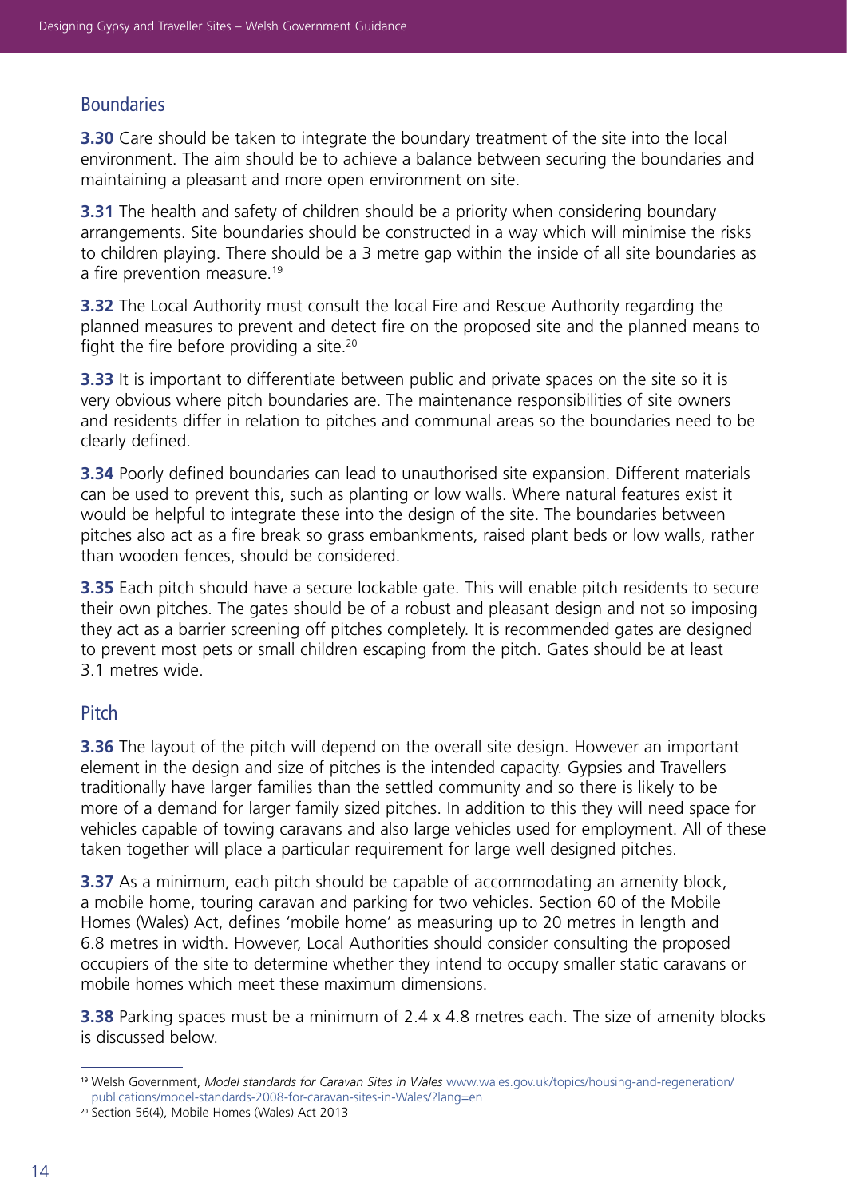## Boundaries

**3.30** Care should be taken to integrate the boundary treatment of the site into the local environment. The aim should be to achieve a balance between securing the boundaries and maintaining a pleasant and more open environment on site.

**3.31** The health and safety of children should be a priority when considering boundary arrangements. Site boundaries should be constructed in a way which will minimise the risks to children playing. There should be a 3 metre gap within the inside of all site boundaries as a fire prevention measure.[19]

**3.32** The Local Authority must consult the local Fire and Rescue Authority regarding the planned measures to prevent and detect fire on the proposed site and the planned means to fight the fire before providing a site.[20]

**3.33** It is important to differentiate between public and private spaces on the site so it is very obvious where pitch boundaries are. The maintenance responsibilities of site owners and residents differ in relation to pitches and communal areas so the boundaries need to be clearly defined.

**3.34** Poorly defined boundaries can lead to unauthorised site expansion. Different materials can be used to prevent this, such as planting or low walls. Where natural features exist it would be helpful to integrate these into the design of the site. The boundaries between pitches also act as a fire break so grass embankments, raised plant beds or low walls, rather than wooden fences, should be considered.

**3.35** Each pitch should have a secure lockable gate. This will enable pitch residents to secure their own pitches. The gates should be of a robust and pleasant design and not so imposing they act as a barrier screening off pitches completely. It is recommended gates are designed to prevent most pets or small children escaping from the pitch. Gates should be at least 3.1 metres wide.

## Pitch

**3.36** The layout of the pitch will depend on the overall site design. However an important element in the design and size of pitches is the intended capacity. Gypsies and Travellers traditionally have larger families than the settled community and so there is likely to be more of a demand for larger family sized pitches. In addition to this they will need space for vehicles capable of towing caravans and also large vehicles used for employment. All of these taken together will place a particular requirement for large well designed pitches.

**3.37** As a minimum, each pitch should be capable of accommodating an amenity block, a mobile home, touring caravan and parking for two vehicles. Section 60 of the Mobile Homes (Wales) Act, defines 'mobile home' as measuring up to 20 metres in length and 6.8 metres in width. However, Local Authorities should consider consulting the proposed occupiers of the site to determine whether they intend to occupy smaller static caravans or mobile homes which meet these maximum dimensions.

**3.38** Parking spaces must be a minimum of 2.4 x 4.8 metres each. The size of amenity blocks is discussed below.

---

[19] Welsh Government, *Model standards for Caravan Sites in Wales* www.wales.gov.uk/topics/housing-and-regeneration/publications/model-standards-2008-for-caravan-sites-in-Wales/?lang=en

[20] Section 56(4), Mobile Homes (Wales) Act 2013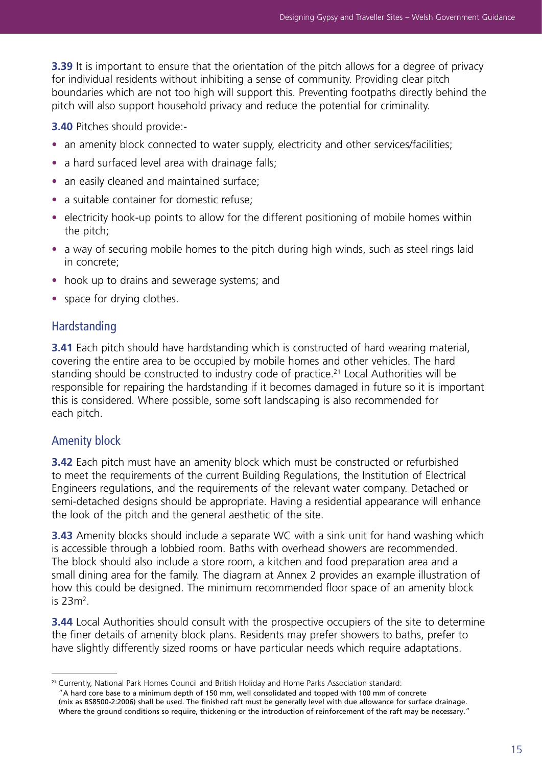**3.39** It is important to ensure that the orientation of the pitch allows for a degree of privacy for individual residents without inhibiting a sense of community. Providing clear pitch boundaries which are not too high will support this. Preventing footpaths directly behind the pitch will also support household privacy and reduce the potential for criminality.

**3.40** Pitches should provide:-

- an amenity block connected to water supply, electricity and other services/facilities;
- a hard surfaced level area with drainage falls;
- an easily cleaned and maintained surface;
- a suitable container for domestic refuse;
- electricity hook-up points to allow for the different positioning of mobile homes within the pitch;
- a way of securing mobile homes to the pitch during high winds, such as steel rings laid in concrete;
- hook up to drains and sewerage systems; and
- space for drying clothes.

## Hardstanding

**3.41** Each pitch should have hardstanding which is constructed of hard wearing material, covering the entire area to be occupied by mobile homes and other vehicles. The hard standing should be constructed to industry code of practice.[21] Local Authorities will be responsible for repairing the hardstanding if it becomes damaged in future so it is important this is considered. Where possible, some soft landscaping is also recommended for each pitch.

## Amenity block

**3.42** Each pitch must have an amenity block which must be constructed or refurbished to meet the requirements of the current Building Regulations, the Institution of Electrical Engineers regulations, and the requirements of the relevant water company. Detached or semi-detached designs should be appropriate. Having a residential appearance will enhance the look of the pitch and the general aesthetic of the site.

**3.43** Amenity blocks should include a separate WC with a sink unit for hand washing which is accessible through a lobbied room. Baths with overhead showers are recommended. The block should also include a store room, a kitchen and food preparation area and a small dining area for the family. The diagram at Annex 2 provides an example illustration of how this could be designed. The minimum recommended floor space of an amenity block is 23m$^2$.

**3.44** Local Authorities should consult with the prospective occupiers of the site to determine the finer details of amenity block plans. Residents may prefer showers to baths, prefer to have slightly differently sized rooms or have particular needs which require adaptations.

---

[21] Currently, National Park Homes Council and British Holiday and Home Parks Association standard: "A hard core base to a minimum depth of 150 mm, well consolidated and topped with 100 mm of concrete (mix as BS8500-2:2006) shall be used. The finished raft must be generally level with due allowance for surface drainage. Where the ground conditions so require, thickening or the introduction of reinforcement of the raft may be necessary."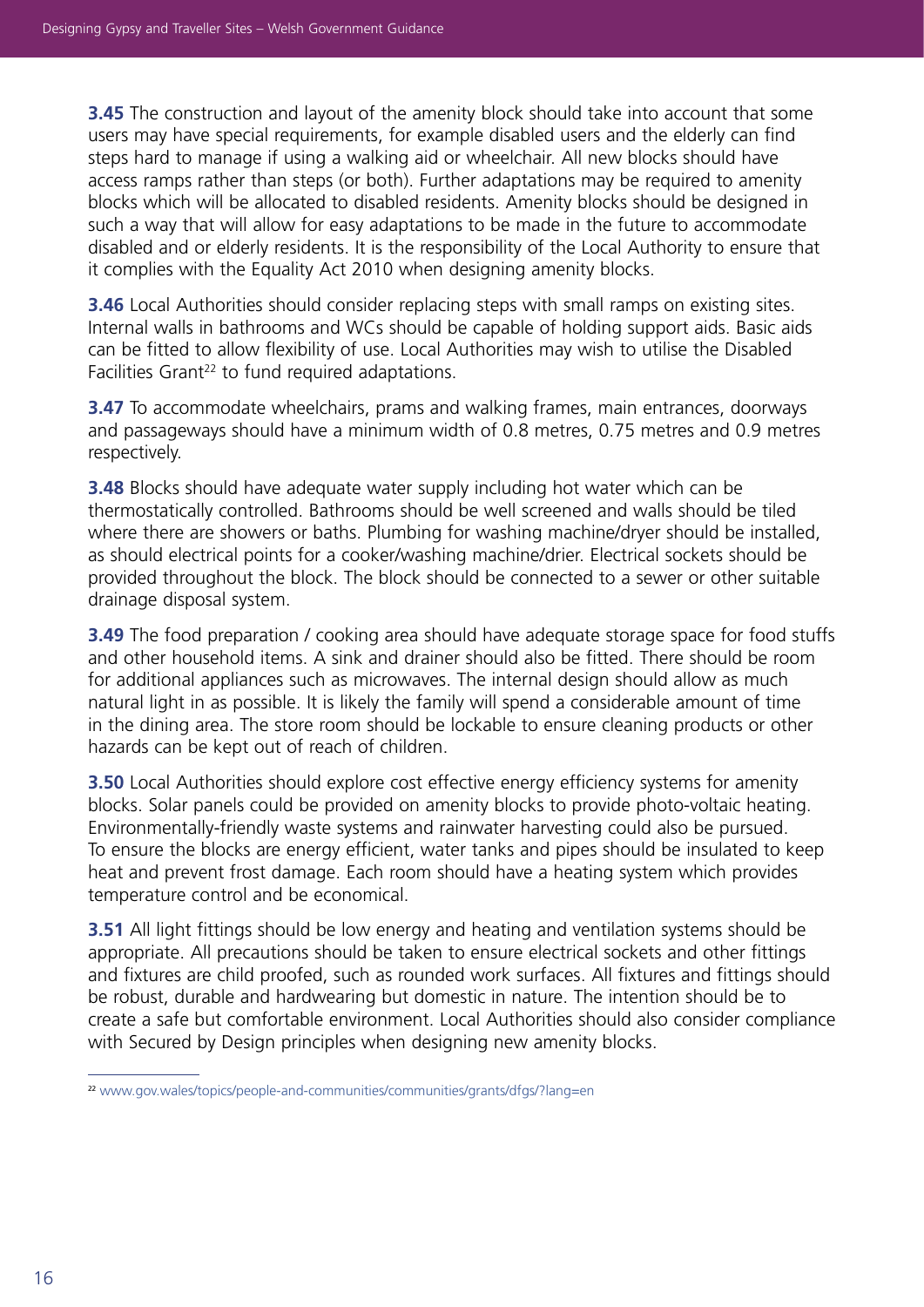**3.45** The construction and layout of the amenity block should take into account that some users may have special requirements, for example disabled users and the elderly can find steps hard to manage if using a walking aid or wheelchair. All new blocks should have access ramps rather than steps (or both). Further adaptations may be required to amenity blocks which will be allocated to disabled residents. Amenity blocks should be designed in such a way that will allow for easy adaptations to be made in the future to accommodate disabled and or elderly residents. It is the responsibility of the Local Authority to ensure that it complies with the Equality Act 2010 when designing amenity blocks.

**3.46** Local Authorities should consider replacing steps with small ramps on existing sites. Internal walls in bathrooms and WCs should be capable of holding support aids. Basic aids can be fitted to allow flexibility of use. Local Authorities may wish to utilise the Disabled Facilities Grant[22] to fund required adaptations.

**3.47** To accommodate wheelchairs, prams and walking frames, main entrances, doorways and passageways should have a minimum width of 0.8 metres, 0.75 metres and 0.9 metres respectively.

**3.48** Blocks should have adequate water supply including hot water which can be thermostatically controlled. Bathrooms should be well screened and walls should be tiled where there are showers or baths. Plumbing for washing machine/dryer should be installed, as should electrical points for a cooker/washing machine/drier. Electrical sockets should be provided throughout the block. The block should be connected to a sewer or other suitable drainage disposal system.

**3.49** The food preparation / cooking area should have adequate storage space for food stuffs and other household items. A sink and drainer should also be fitted. There should be room for additional appliances such as microwaves. The internal design should allow as much natural light in as possible. It is likely the family will spend a considerable amount of time in the dining area. The store room should be lockable to ensure cleaning products or other hazards can be kept out of reach of children.

**3.50** Local Authorities should explore cost effective energy efficiency systems for amenity blocks. Solar panels could be provided on amenity blocks to provide photo-voltaic heating. Environmentally-friendly waste systems and rainwater harvesting could also be pursued. To ensure the blocks are energy efficient, water tanks and pipes should be insulated to keep heat and prevent frost damage. Each room should have a heating system which provides temperature control and be economical.

**3.51** All light fittings should be low energy and heating and ventilation systems should be appropriate. All precautions should be taken to ensure electrical sockets and other fittings and fixtures are child proofed, such as rounded work surfaces. All fixtures and fittings should be robust, durable and hardwearing but domestic in nature. The intention should be to create a safe but comfortable environment. Local Authorities should also consider compliance with Secured by Design principles when designing new amenity blocks.

---

[22] www.gov.wales/topics/people-and-communities/communities/grants/dfgs/?lang=en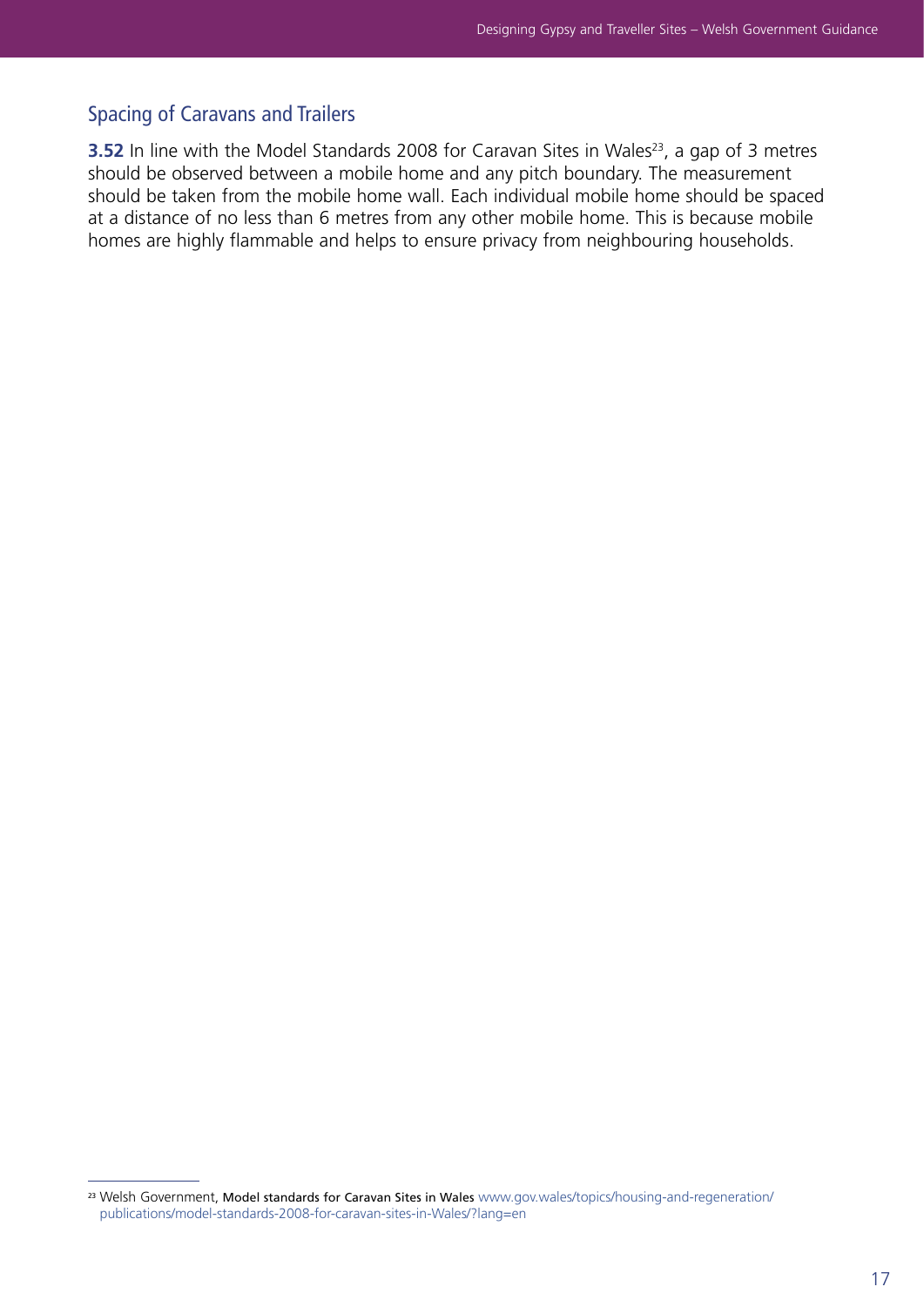## Spacing of Caravans and Trailers

**3.52** In line with the Model Standards 2008 for Caravan Sites in Wales[23], a gap of 3 metres should be observed between a mobile home and any pitch boundary. The measurement should be taken from the mobile home wall. Each individual mobile home should be spaced at a distance of no less than 6 metres from any other mobile home. This is because mobile homes are highly flammable and helps to ensure privacy from neighbouring households.

---

[23] Welsh Government, Model standards for Caravan Sites in Wales www.gov.wales/topics/housing-and-regeneration/publications/model-standards-2008-for-caravan-sites-in-Wales/?lang=en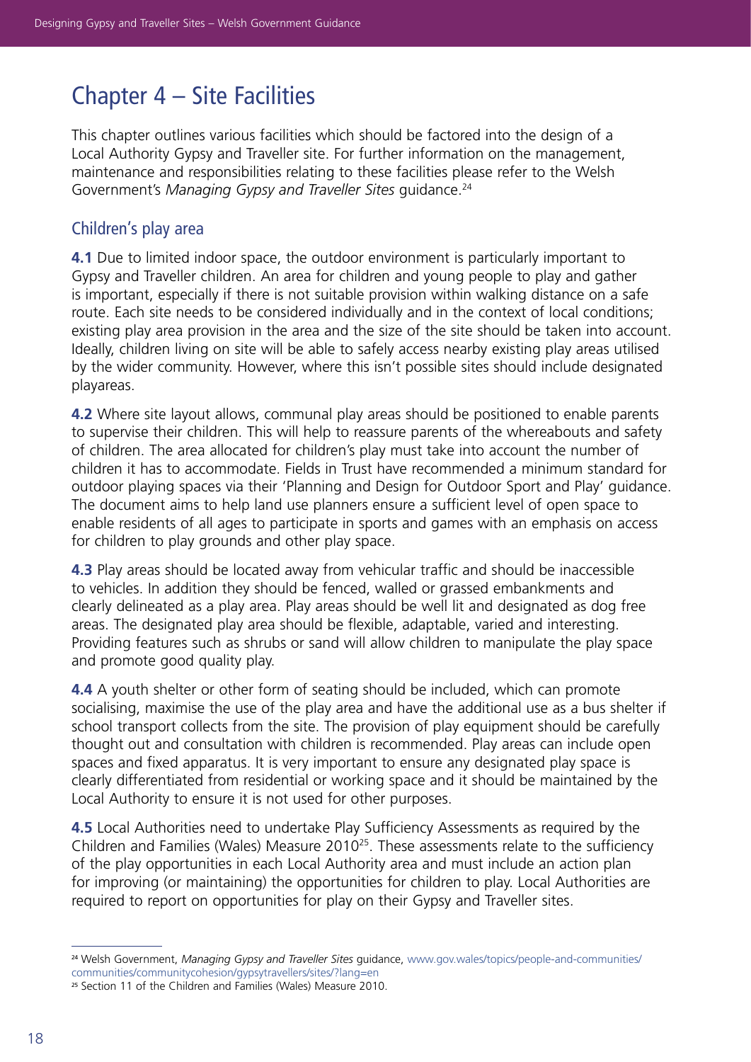# Chapter 4 – Site Facilities

This chapter outlines various facilities which should be factored into the design of a Local Authority Gypsy and Traveller site. For further information on the management, maintenance and responsibilities relating to these facilities please refer to the Welsh Government's *Managing Gypsy and Traveller Sites* guidance.[24]

## Children's play area

**4.1** Due to limited indoor space, the outdoor environment is particularly important to Gypsy and Traveller children. An area for children and young people to play and gather is important, especially if there is not suitable provision within walking distance on a safe route. Each site needs to be considered individually and in the context of local conditions; existing play area provision in the area and the size of the site should be taken into account. Ideally, children living on site will be able to safely access nearby existing play areas utilised by the wider community. However, where this isn't possible sites should include designated playareas.

**4.2** Where site layout allows, communal play areas should be positioned to enable parents to supervise their children. This will help to reassure parents of the whereabouts and safety of children. The area allocated for children's play must take into account the number of children it has to accommodate. Fields in Trust have recommended a minimum standard for outdoor playing spaces via their 'Planning and Design for Outdoor Sport and Play' guidance. The document aims to help land use planners ensure a sufficient level of open space to enable residents of all ages to participate in sports and games with an emphasis on access for children to play grounds and other play space.

**4.3** Play areas should be located away from vehicular traffic and should be inaccessible to vehicles. In addition they should be fenced, walled or grassed embankments and clearly delineated as a play area. Play areas should be well lit and designated as dog free areas. The designated play area should be flexible, adaptable, varied and interesting. Providing features such as shrubs or sand will allow children to manipulate the play space and promote good quality play.

**4.4** A youth shelter or other form of seating should be included, which can promote socialising, maximise the use of the play area and have the additional use as a bus shelter if school transport collects from the site. The provision of play equipment should be carefully thought out and consultation with children is recommended. Play areas can include open spaces and fixed apparatus. It is very important to ensure any designated play space is clearly differentiated from residential or working space and it should be maintained by the Local Authority to ensure it is not used for other purposes.

**4.5** Local Authorities need to undertake Play Sufficiency Assessments as required by the Children and Families (Wales) Measure 2010[25]. These assessments relate to the sufficiency of the play opportunities in each Local Authority area and must include an action plan for improving (or maintaining) the opportunities for children to play. Local Authorities are required to report on opportunities for play on their Gypsy and Traveller sites.

---

[24] Welsh Government, *Managing Gypsy and Traveller Sites* guidance, www.gov.wales/topics/people-and-communities/communities/communitycohesion/gypsytravellers/sites/?lang=en

[25] Section 11 of the Children and Families (Wales) Measure 2010.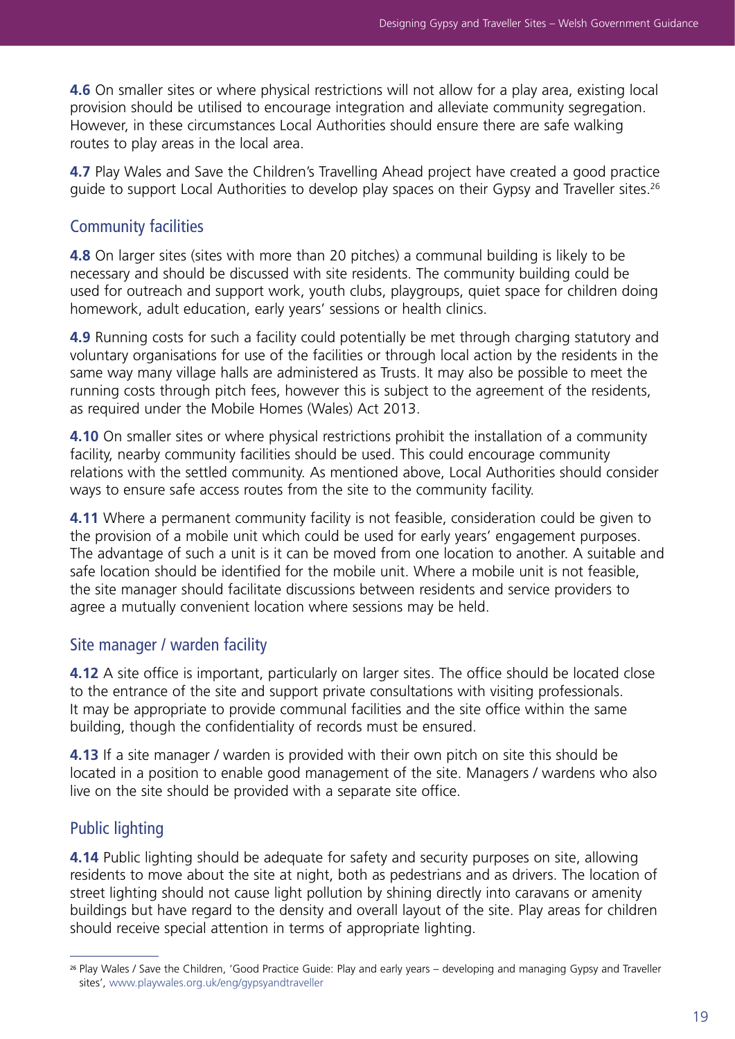**4.6** On smaller sites or where physical restrictions will not allow for a play area, existing local provision should be utilised to encourage integration and alleviate community segregation. However, in these circumstances Local Authorities should ensure there are safe walking routes to play areas in the local area.

**4.7** Play Wales and Save the Children's Travelling Ahead project have created a good practice guide to support Local Authorities to develop play spaces on their Gypsy and Traveller sites.[26]

## Community facilities

**4.8** On larger sites (sites with more than 20 pitches) a communal building is likely to be necessary and should be discussed with site residents. The community building could be used for outreach and support work, youth clubs, playgroups, quiet space for children doing homework, adult education, early years' sessions or health clinics.

**4.9** Running costs for such a facility could potentially be met through charging statutory and voluntary organisations for use of the facilities or through local action by the residents in the same way many village halls are administered as Trusts. It may also be possible to meet the running costs through pitch fees, however this is subject to the agreement of the residents, as required under the Mobile Homes (Wales) Act 2013.

**4.10** On smaller sites or where physical restrictions prohibit the installation of a community facility, nearby community facilities should be used. This could encourage community relations with the settled community. As mentioned above, Local Authorities should consider ways to ensure safe access routes from the site to the community facility.

**4.11** Where a permanent community facility is not feasible, consideration could be given to the provision of a mobile unit which could be used for early years' engagement purposes. The advantage of such a unit is it can be moved from one location to another. A suitable and safe location should be identified for the mobile unit. Where a mobile unit is not feasible, the site manager should facilitate discussions between residents and service providers to agree a mutually convenient location where sessions may be held.

## Site manager / warden facility

**4.12** A site office is important, particularly on larger sites. The office should be located close to the entrance of the site and support private consultations with visiting professionals. It may be appropriate to provide communal facilities and the site office within the same building, though the confidentiality of records must be ensured.

**4.13** If a site manager / warden is provided with their own pitch on site this should be located in a position to enable good management of the site. Managers / wardens who also live on the site should be provided with a separate site office.

## Public lighting

**4.14** Public lighting should be adequate for safety and security purposes on site, allowing residents to move about the site at night, both as pedestrians and as drivers. The location of street lighting should not cause light pollution by shining directly into caravans or amenity buildings but have regard to the density and overall layout of the site. Play areas for children should receive special attention in terms of appropriate lighting.

---

[26] Play Wales / Save the Children, 'Good Practice Guide: Play and early years – developing and managing Gypsy and Traveller sites', www.playwales.org.uk/eng/gypsyandtraveller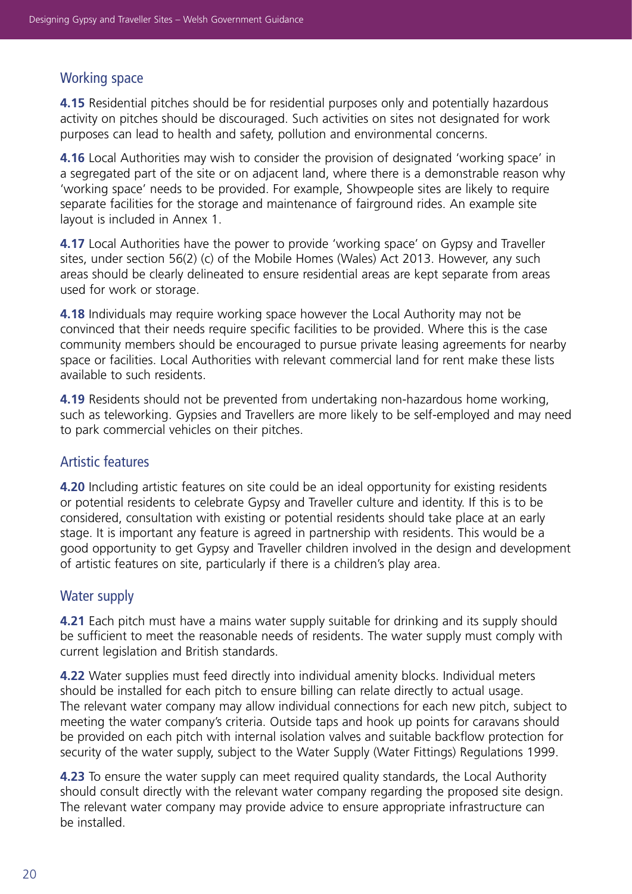## Working space

**4.15** Residential pitches should be for residential purposes only and potentially hazardous activity on pitches should be discouraged. Such activities on sites not designated for work purposes can lead to health and safety, pollution and environmental concerns.

**4.16** Local Authorities may wish to consider the provision of designated 'working space' in a segregated part of the site or on adjacent land, where there is a demonstrable reason why 'working space' needs to be provided. For example, Showpeople sites are likely to require separate facilities for the storage and maintenance of fairground rides. An example site layout is included in Annex 1.

**4.17** Local Authorities have the power to provide 'working space' on Gypsy and Traveller sites, under section 56(2) (c) of the Mobile Homes (Wales) Act 2013. However, any such areas should be clearly delineated to ensure residential areas are kept separate from areas used for work or storage.

**4.18** Individuals may require working space however the Local Authority may not be convinced that their needs require specific facilities to be provided. Where this is the case community members should be encouraged to pursue private leasing agreements for nearby space or facilities. Local Authorities with relevant commercial land for rent make these lists available to such residents.

**4.19** Residents should not be prevented from undertaking non-hazardous home working, such as teleworking. Gypsies and Travellers are more likely to be self-employed and may need to park commercial vehicles on their pitches.

## Artistic features

**4.20** Including artistic features on site could be an ideal opportunity for existing residents or potential residents to celebrate Gypsy and Traveller culture and identity. If this is to be considered, consultation with existing or potential residents should take place at an early stage. It is important any feature is agreed in partnership with residents. This would be a good opportunity to get Gypsy and Traveller children involved in the design and development of artistic features on site, particularly if there is a children's play area.

## Water supply

**4.21** Each pitch must have a mains water supply suitable for drinking and its supply should be sufficient to meet the reasonable needs of residents. The water supply must comply with current legislation and British standards.

**4.22** Water supplies must feed directly into individual amenity blocks. Individual meters should be installed for each pitch to ensure billing can relate directly to actual usage. The relevant water company may allow individual connections for each new pitch, subject to meeting the water company's criteria. Outside taps and hook up points for caravans should be provided on each pitch with internal isolation valves and suitable backflow protection for security of the water supply, subject to the Water Supply (Water Fittings) Regulations 1999.

**4.23** To ensure the water supply can meet required quality standards, the Local Authority should consult directly with the relevant water company regarding the proposed site design. The relevant water company may provide advice to ensure appropriate infrastructure can be installed.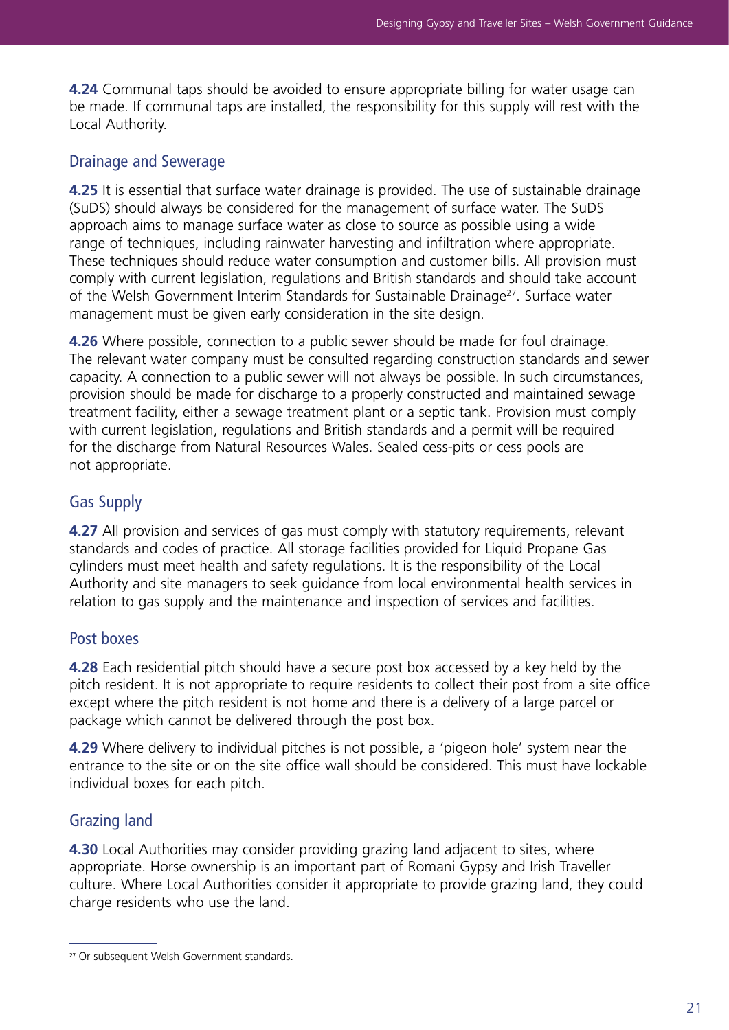**4.24** Communal taps should be avoided to ensure appropriate billing for water usage can be made. If communal taps are installed, the responsibility for this supply will rest with the Local Authority.

## Drainage and Sewerage

**4.25** It is essential that surface water drainage is provided. The use of sustainable drainage (SuDS) should always be considered for the management of surface water. The SuDS approach aims to manage surface water as close to source as possible using a wide range of techniques, including rainwater harvesting and infiltration where appropriate. These techniques should reduce water consumption and customer bills. All provision must comply with current legislation, regulations and British standards and should take account of the Welsh Government Interim Standards for Sustainable Drainage[27]. Surface water management must be given early consideration in the site design.

**4.26** Where possible, connection to a public sewer should be made for foul drainage. The relevant water company must be consulted regarding construction standards and sewer capacity. A connection to a public sewer will not always be possible. In such circumstances, provision should be made for discharge to a properly constructed and maintained sewage treatment facility, either a sewage treatment plant or a septic tank. Provision must comply with current legislation, regulations and British standards and a permit will be required for the discharge from Natural Resources Wales. Sealed cess-pits or cess pools are not appropriate.

## Gas Supply

**4.27** All provision and services of gas must comply with statutory requirements, relevant standards and codes of practice. All storage facilities provided for Liquid Propane Gas cylinders must meet health and safety regulations. It is the responsibility of the Local Authority and site managers to seek guidance from local environmental health services in relation to gas supply and the maintenance and inspection of services and facilities.

## Post boxes

**4.28** Each residential pitch should have a secure post box accessed by a key held by the pitch resident. It is not appropriate to require residents to collect their post from a site office except where the pitch resident is not home and there is a delivery of a large parcel or package which cannot be delivered through the post box.

**4.29** Where delivery to individual pitches is not possible, a 'pigeon hole' system near the entrance to the site or on the site office wall should be considered. This must have lockable individual boxes for each pitch.

## Grazing land

**4.30** Local Authorities may consider providing grazing land adjacent to sites, where appropriate. Horse ownership is an important part of Romani Gypsy and Irish Traveller culture. Where Local Authorities consider it appropriate to provide grazing land, they could charge residents who use the land.

---

[27] Or subsequent Welsh Government standards.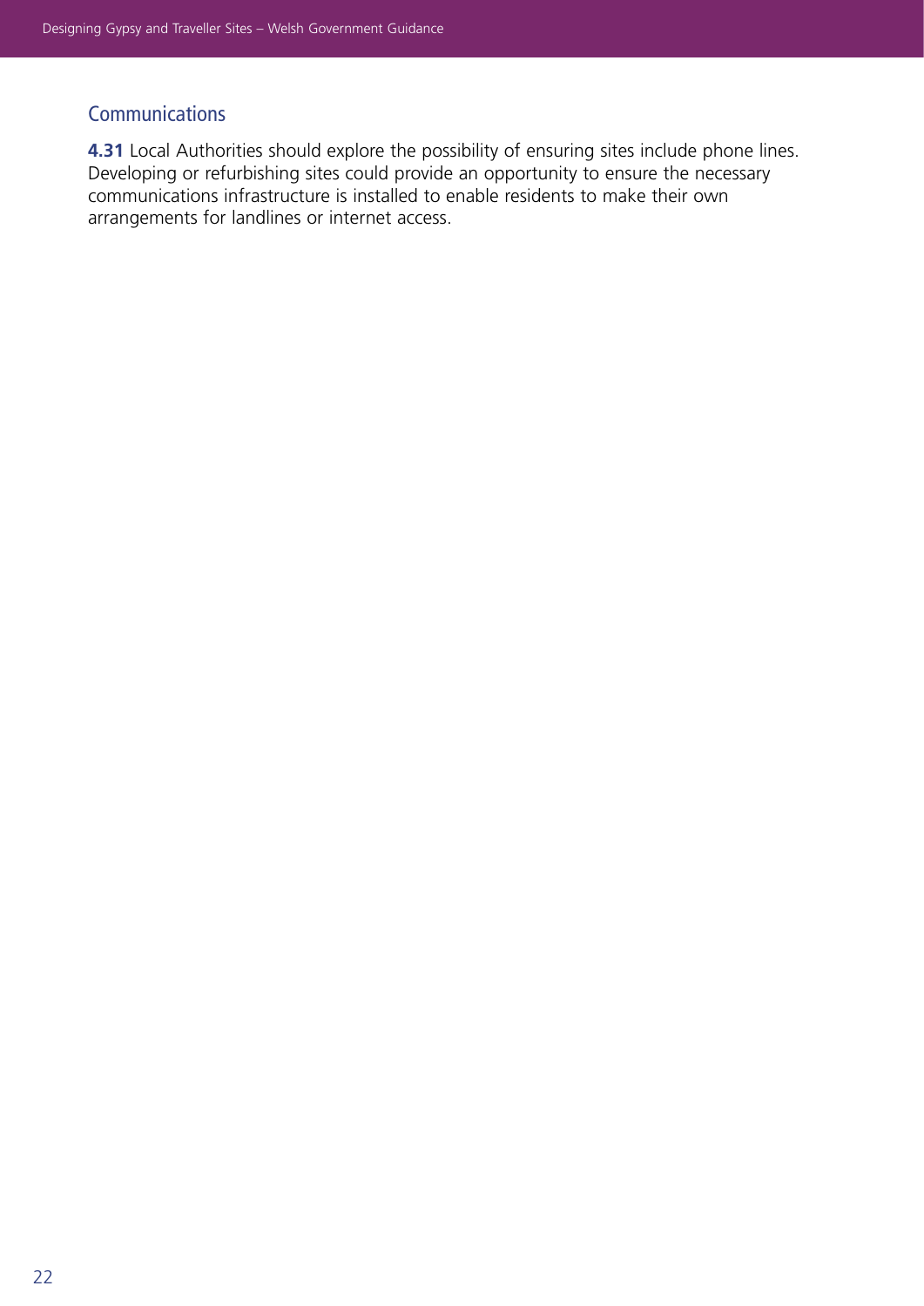## Communications

**4.31** Local Authorities should explore the possibility of ensuring sites include phone lines. Developing or refurbishing sites could provide an opportunity to ensure the necessary communications infrastructure is installed to enable residents to make their own arrangements for landlines or internet access.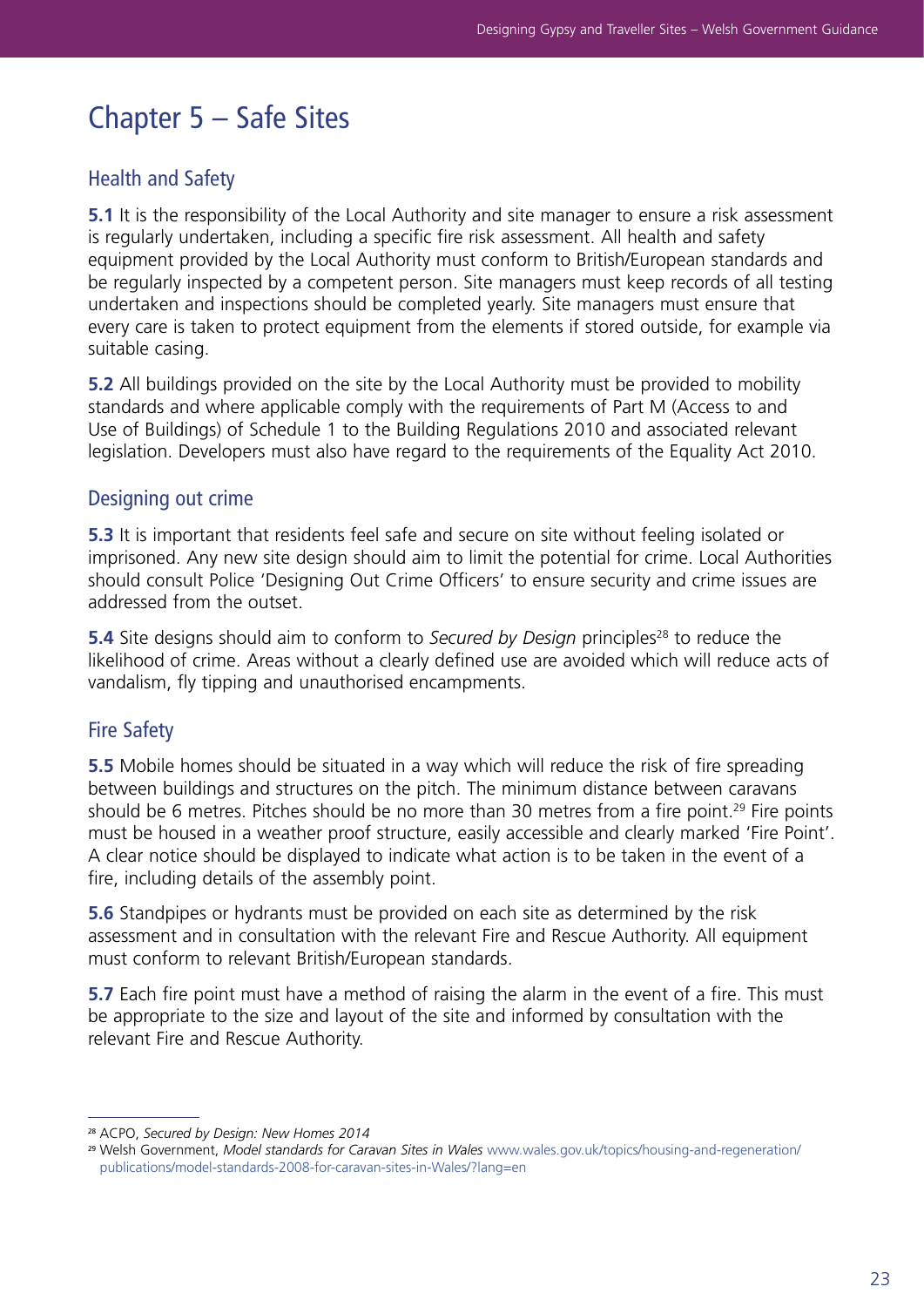# Chapter 5 – Safe Sites

## Health and Safety

**5.1** It is the responsibility of the Local Authority and site manager to ensure a risk assessment is regularly undertaken, including a specific fire risk assessment. All health and safety equipment provided by the Local Authority must conform to British/European standards and be regularly inspected by a competent person. Site managers must keep records of all testing undertaken and inspections should be completed yearly. Site managers must ensure that every care is taken to protect equipment from the elements if stored outside, for example via suitable casing.

**5.2** All buildings provided on the site by the Local Authority must be provided to mobility standards and where applicable comply with the requirements of Part M (Access to and Use of Buildings) of Schedule 1 to the Building Regulations 2010 and associated relevant legislation. Developers must also have regard to the requirements of the Equality Act 2010.

## Designing out crime

**5.3** It is important that residents feel safe and secure on site without feeling isolated or imprisoned. Any new site design should aim to limit the potential for crime. Local Authorities should consult Police 'Designing Out Crime Officers' to ensure security and crime issues are addressed from the outset.

**5.4** Site designs should aim to conform to *Secured by Design* principles[28] to reduce the likelihood of crime. Areas without a clearly defined use are avoided which will reduce acts of vandalism, fly tipping and unauthorised encampments.

## Fire Safety

**5.5** Mobile homes should be situated in a way which will reduce the risk of fire spreading between buildings and structures on the pitch. The minimum distance between caravans should be 6 metres. Pitches should be no more than 30 metres from a fire point.[29] Fire points must be housed in a weather proof structure, easily accessible and clearly marked 'Fire Point'. A clear notice should be displayed to indicate what action is to be taken in the event of a fire, including details of the assembly point.

**5.6** Standpipes or hydrants must be provided on each site as determined by the risk assessment and in consultation with the relevant Fire and Rescue Authority. All equipment must conform to relevant British/European standards.

**5.7** Each fire point must have a method of raising the alarm in the event of a fire. This must be appropriate to the size and layout of the site and informed by consultation with the relevant Fire and Rescue Authority.

---

[28] ACPO, *Secured by Design: New Homes 2014*

[29] Welsh Government, *Model standards for Caravan Sites in Wales* www.wales.gov.uk/topics/housing-and-regeneration/publications/model-standards-2008-for-caravan-sites-in-Wales/?lang=en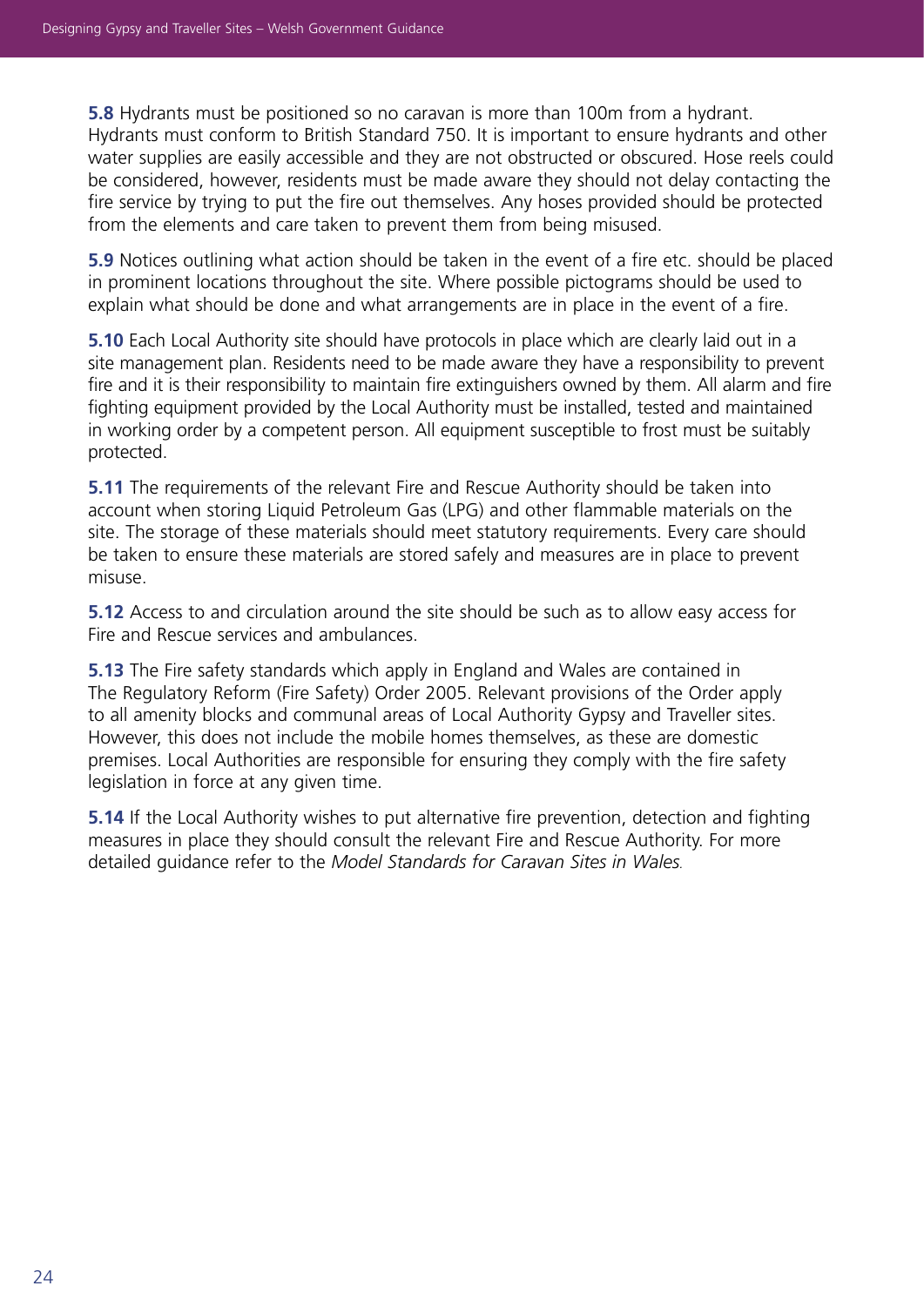**5.8** Hydrants must be positioned so no caravan is more than 100m from a hydrant. Hydrants must conform to British Standard 750. It is important to ensure hydrants and other water supplies are easily accessible and they are not obstructed or obscured. Hose reels could be considered, however, residents must be made aware they should not delay contacting the fire service by trying to put the fire out themselves. Any hoses provided should be protected from the elements and care taken to prevent them from being misused.

**5.9** Notices outlining what action should be taken in the event of a fire etc. should be placed in prominent locations throughout the site. Where possible pictograms should be used to explain what should be done and what arrangements are in place in the event of a fire.

**5.10** Each Local Authority site should have protocols in place which are clearly laid out in a site management plan. Residents need to be made aware they have a responsibility to prevent fire and it is their responsibility to maintain fire extinguishers owned by them. All alarm and fire fighting equipment provided by the Local Authority must be installed, tested and maintained in working order by a competent person. All equipment susceptible to frost must be suitably protected.

**5.11** The requirements of the relevant Fire and Rescue Authority should be taken into account when storing Liquid Petroleum Gas (LPG) and other flammable materials on the site. The storage of these materials should meet statutory requirements. Every care should be taken to ensure these materials are stored safely and measures are in place to prevent misuse.

**5.12** Access to and circulation around the site should be such as to allow easy access for Fire and Rescue services and ambulances.

**5.13** The Fire safety standards which apply in England and Wales are contained in The Regulatory Reform (Fire Safety) Order 2005. Relevant provisions of the Order apply to all amenity blocks and communal areas of Local Authority Gypsy and Traveller sites. However, this does not include the mobile homes themselves, as these are domestic premises. Local Authorities are responsible for ensuring they comply with the fire safety legislation in force at any given time.

**5.14** If the Local Authority wishes to put alternative fire prevention, detection and fighting measures in place they should consult the relevant Fire and Rescue Authority. For more detailed guidance refer to the *Model Standards for Caravan Sites in Wales*.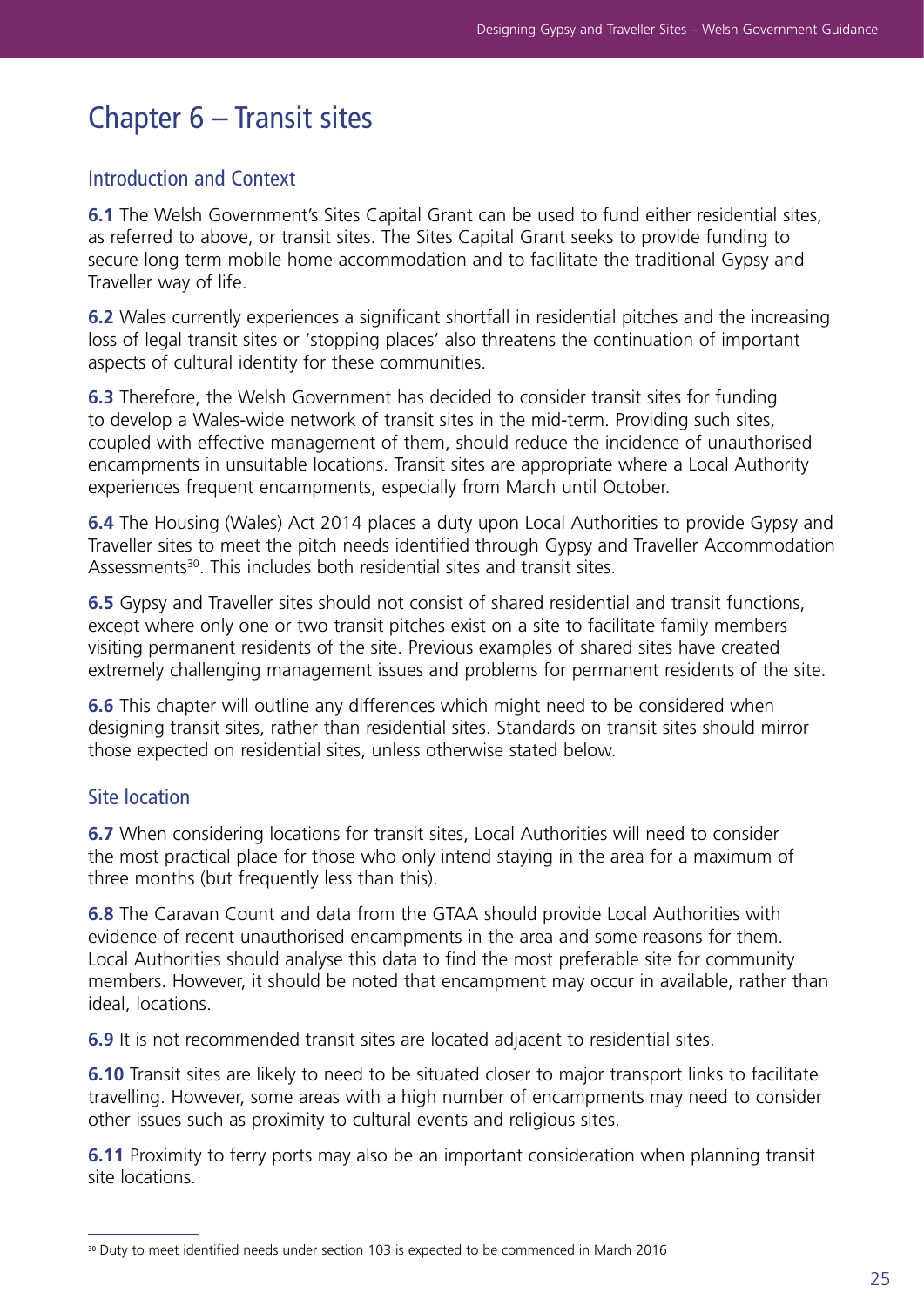# Chapter 6 – Transit sites

## Introduction and Context

**6.1** The Welsh Government's Sites Capital Grant can be used to fund either residential sites, as referred to above, or transit sites. The Sites Capital Grant seeks to provide funding to secure long term mobile home accommodation and to facilitate the traditional Gypsy and Traveller way of life.

**6.2** Wales currently experiences a significant shortfall in residential pitches and the increasing loss of legal transit sites or 'stopping places' also threatens the continuation of important aspects of cultural identity for these communities.

**6.3** Therefore, the Welsh Government has decided to consider transit sites for funding to develop a Wales-wide network of transit sites in the mid-term. Providing such sites, coupled with effective management of them, should reduce the incidence of unauthorised encampments in unsuitable locations. Transit sites are appropriate where a Local Authority experiences frequent encampments, especially from March until October.

**6.4** The Housing (Wales) Act 2014 places a duty upon Local Authorities to provide Gypsy and Traveller sites to meet the pitch needs identified through Gypsy and Traveller Accommodation Assessments[30]. This includes both residential sites and transit sites.

**6.5** Gypsy and Traveller sites should not consist of shared residential and transit functions, except where only one or two transit pitches exist on a site to facilitate family members visiting permanent residents of the site. Previous examples of shared sites have created extremely challenging management issues and problems for permanent residents of the site.

**6.6** This chapter will outline any differences which might need to be considered when designing transit sites, rather than residential sites. Standards on transit sites should mirror those expected on residential sites, unless otherwise stated below.

## Site location

**6.7** When considering locations for transit sites, Local Authorities will need to consider the most practical place for those who only intend staying in the area for a maximum of three months (but frequently less than this).

**6.8** The Caravan Count and data from the GTAA should provide Local Authorities with evidence of recent unauthorised encampments in the area and some reasons for them. Local Authorities should analyse this data to find the most preferable site for community members. However, it should be noted that encampment may occur in available, rather than ideal, locations.

**6.9** It is not recommended transit sites are located adjacent to residential sites.

**6.10** Transit sites are likely to need to be situated closer to major transport links to facilitate travelling. However, some areas with a high number of encampments may need to consider other issues such as proximity to cultural events and religious sites.

**6.11** Proximity to ferry ports may also be an important consideration when planning transit site locations.

---

[30] Duty to meet identified needs under section 103 is expected to be commenced in March 2016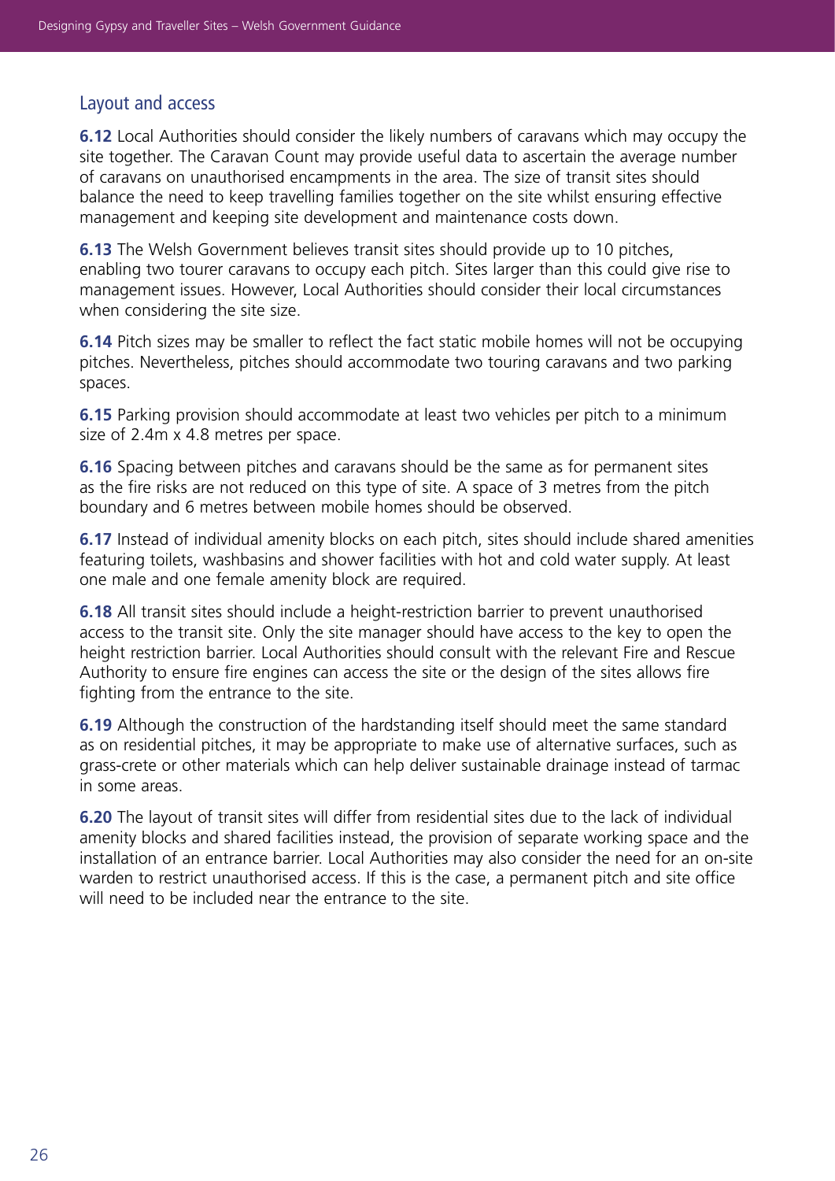## Layout and access

**6.12** Local Authorities should consider the likely numbers of caravans which may occupy the site together. The Caravan Count may provide useful data to ascertain the average number of caravans on unauthorised encampments in the area. The size of transit sites should balance the need to keep travelling families together on the site whilst ensuring effective management and keeping site development and maintenance costs down.

**6.13** The Welsh Government believes transit sites should provide up to 10 pitches, enabling two tourer caravans to occupy each pitch. Sites larger than this could give rise to management issues. However, Local Authorities should consider their local circumstances when considering the site size.

**6.14** Pitch sizes may be smaller to reflect the fact static mobile homes will not be occupying pitches. Nevertheless, pitches should accommodate two touring caravans and two parking spaces.

**6.15** Parking provision should accommodate at least two vehicles per pitch to a minimum size of 2.4m x 4.8 metres per space.

**6.16** Spacing between pitches and caravans should be the same as for permanent sites as the fire risks are not reduced on this type of site. A space of 3 metres from the pitch boundary and 6 metres between mobile homes should be observed.

**6.17** Instead of individual amenity blocks on each pitch, sites should include shared amenities featuring toilets, washbasins and shower facilities with hot and cold water supply. At least one male and one female amenity block are required.

**6.18** All transit sites should include a height-restriction barrier to prevent unauthorised access to the transit site. Only the site manager should have access to the key to open the height restriction barrier. Local Authorities should consult with the relevant Fire and Rescue Authority to ensure fire engines can access the site or the design of the sites allows fire fighting from the entrance to the site.

**6.19** Although the construction of the hardstanding itself should meet the same standard as on residential pitches, it may be appropriate to make use of alternative surfaces, such as grass-crete or other materials which can help deliver sustainable drainage instead of tarmac in some areas.

**6.20** The layout of transit sites will differ from residential sites due to the lack of individual amenity blocks and shared facilities instead, the provision of separate working space and the installation of an entrance barrier. Local Authorities may also consider the need for an on-site warden to restrict unauthorised access. If this is the case, a permanent pitch and site office will need to be included near the entrance to the site.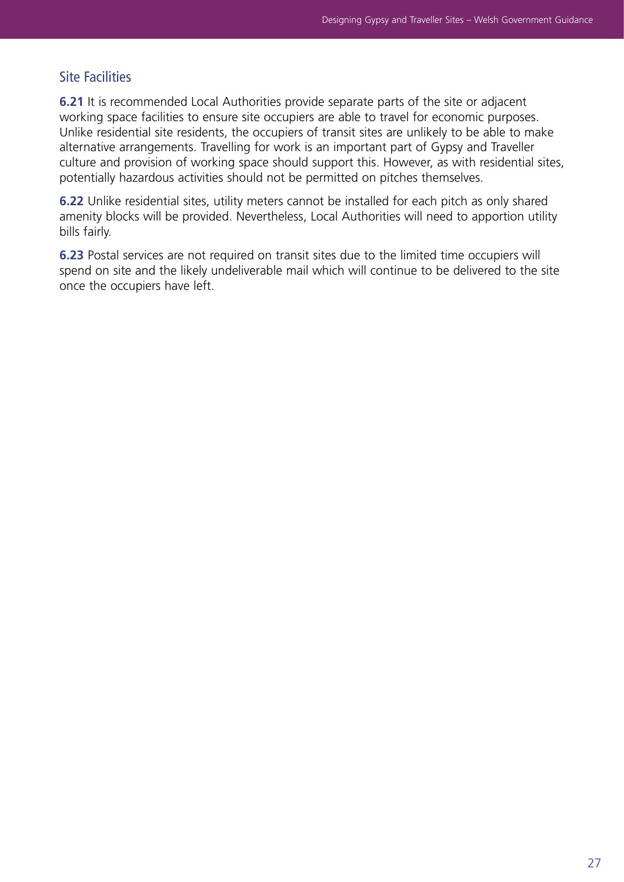## Site Facilities

**6.21** It is recommended Local Authorities provide separate parts of the site or adjacent working space facilities to ensure site occupiers are able to travel for economic purposes. Unlike residential site residents, the occupiers of transit sites are unlikely to be able to make alternative arrangements. Travelling for work is an important part of Gypsy and Traveller culture and provision of working space should support this. However, as with residential sites, potentially hazardous activities should not be permitted on pitches themselves.

**6.22** Unlike residential sites, utility meters cannot be installed for each pitch as only shared amenity blocks will be provided. Nevertheless, Local Authorities will need to apportion utility bills fairly.

**6.23** Postal services are not required on transit sites due to the limited time occupiers will spend on site and the likely undeliverable mail which will continue to be delivered to the site once the occupiers have left.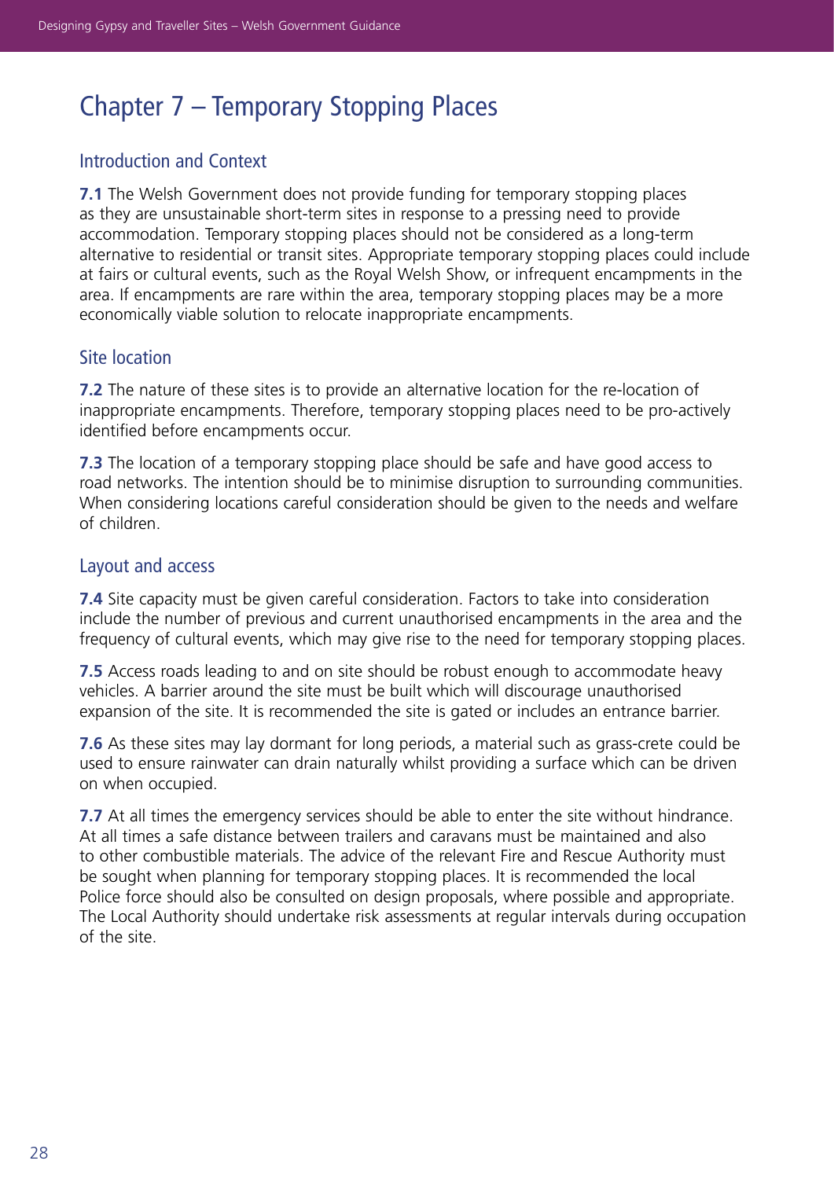# Chapter 7 – Temporary Stopping Places

## Introduction and Context

**7.1** The Welsh Government does not provide funding for temporary stopping places as they are unsustainable short-term sites in response to a pressing need to provide accommodation. Temporary stopping places should not be considered as a long-term alternative to residential or transit sites. Appropriate temporary stopping places could include at fairs or cultural events, such as the Royal Welsh Show, or infrequent encampments in the area. If encampments are rare within the area, temporary stopping places may be a more economically viable solution to relocate inappropriate encampments.

## Site location

**7.2** The nature of these sites is to provide an alternative location for the re-location of inappropriate encampments. Therefore, temporary stopping places need to be pro-actively identified before encampments occur.

**7.3** The location of a temporary stopping place should be safe and have good access to road networks. The intention should be to minimise disruption to surrounding communities. When considering locations careful consideration should be given to the needs and welfare of children.

## Layout and access

**7.4** Site capacity must be given careful consideration. Factors to take into consideration include the number of previous and current unauthorised encampments in the area and the frequency of cultural events, which may give rise to the need for temporary stopping places.

**7.5** Access roads leading to and on site should be robust enough to accommodate heavy vehicles. A barrier around the site must be built which will discourage unauthorised expansion of the site. It is recommended the site is gated or includes an entrance barrier.

**7.6** As these sites may lay dormant for long periods, a material such as grass-crete could be used to ensure rainwater can drain naturally whilst providing a surface which can be driven on when occupied.

**7.7** At all times the emergency services should be able to enter the site without hindrance. At all times a safe distance between trailers and caravans must be maintained and also to other combustible materials. The advice of the relevant Fire and Rescue Authority must be sought when planning for temporary stopping places. It is recommended the local Police force should also be consulted on design proposals, where possible and appropriate. The Local Authority should undertake risk assessments at regular intervals during occupation of the site.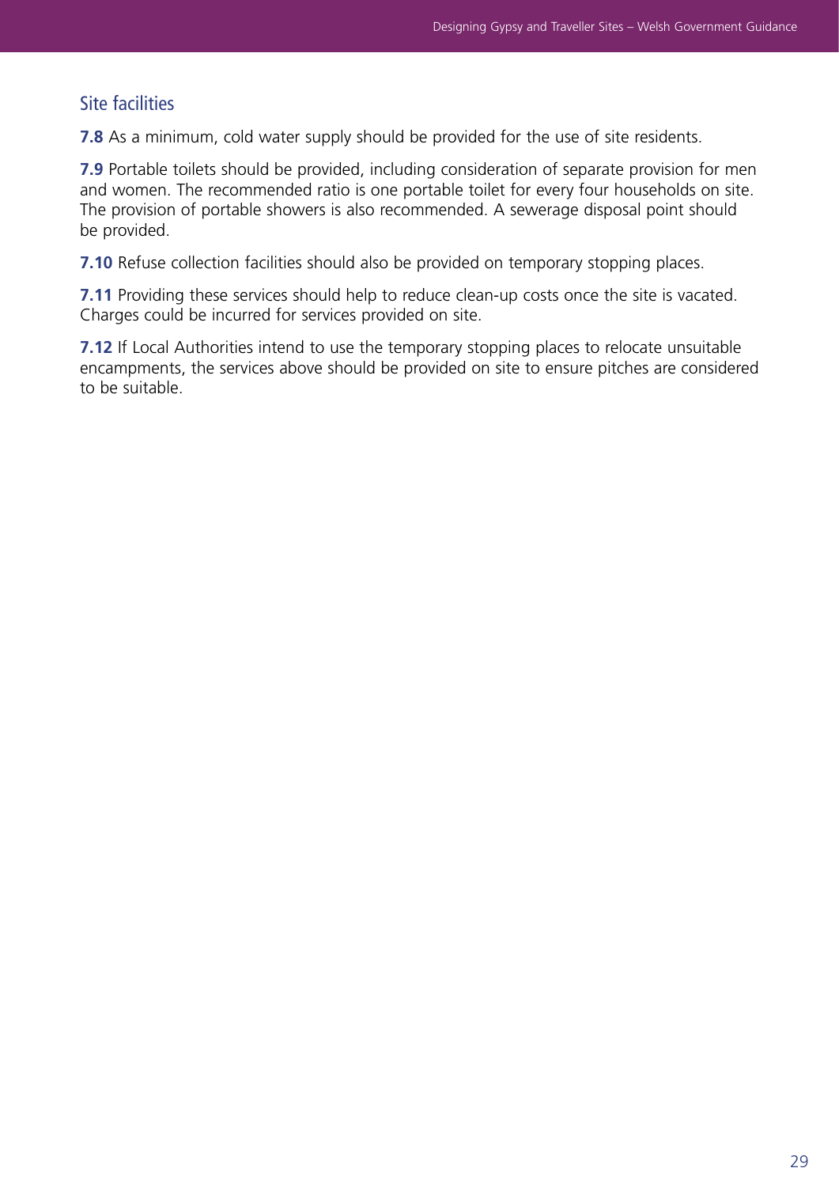## Site facilities

**7.8** As a minimum, cold water supply should be provided for the use of site residents.

**7.9** Portable toilets should be provided, including consideration of separate provision for men and women. The recommended ratio is one portable toilet for every four households on site. The provision of portable showers is also recommended. A sewerage disposal point should be provided.

**7.10** Refuse collection facilities should also be provided on temporary stopping places.

**7.11** Providing these services should help to reduce clean-up costs once the site is vacated. Charges could be incurred for services provided on site.

**7.12** If Local Authorities intend to use the temporary stopping places to relocate unsuitable encampments, the services above should be provided on site to ensure pitches are considered to be suitable.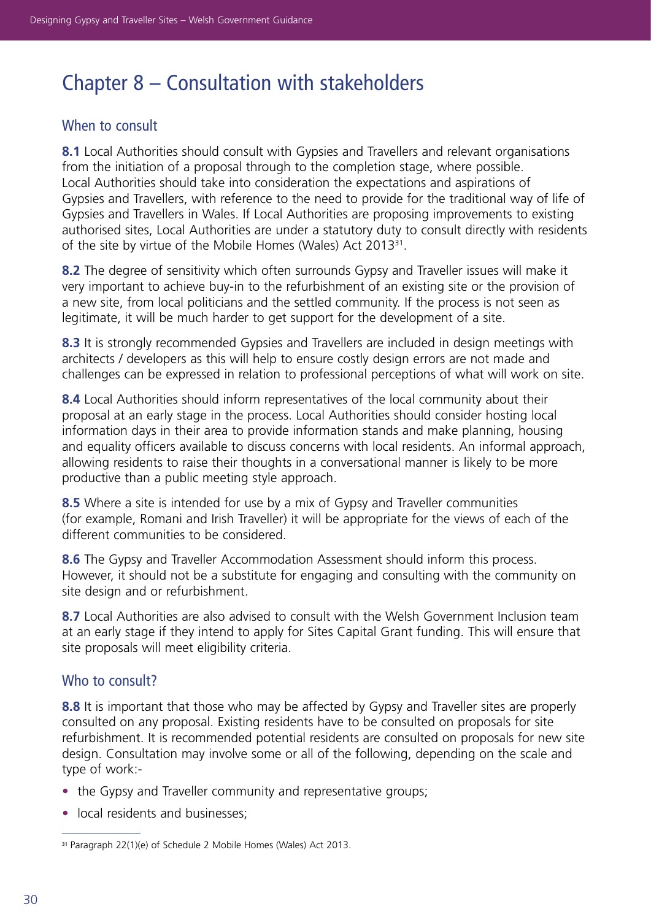# Chapter 8 – Consultation with stakeholders

## When to consult

**8.1** Local Authorities should consult with Gypsies and Travellers and relevant organisations from the initiation of a proposal through to the completion stage, where possible. Local Authorities should take into consideration the expectations and aspirations of Gypsies and Travellers, with reference to the need to provide for the traditional way of life of Gypsies and Travellers in Wales. If Local Authorities are proposing improvements to existing authorised sites, Local Authorities are under a statutory duty to consult directly with residents of the site by virtue of the Mobile Homes (Wales) Act 2013[31].

**8.2** The degree of sensitivity which often surrounds Gypsy and Traveller issues will make it very important to achieve buy-in to the refurbishment of an existing site or the provision of a new site, from local politicians and the settled community. If the process is not seen as legitimate, it will be much harder to get support for the development of a site.

**8.3** It is strongly recommended Gypsies and Travellers are included in design meetings with architects / developers as this will help to ensure costly design errors are not made and challenges can be expressed in relation to professional perceptions of what will work on site.

**8.4** Local Authorities should inform representatives of the local community about their proposal at an early stage in the process. Local Authorities should consider hosting local information days in their area to provide information stands and make planning, housing and equality officers available to discuss concerns with local residents. An informal approach, allowing residents to raise their thoughts in a conversational manner is likely to be more productive than a public meeting style approach.

**8.5** Where a site is intended for use by a mix of Gypsy and Traveller communities (for example, Romani and Irish Traveller) it will be appropriate for the views of each of the different communities to be considered.

**8.6** The Gypsy and Traveller Accommodation Assessment should inform this process. However, it should not be a substitute for engaging and consulting with the community on site design and or refurbishment.

**8.7** Local Authorities are also advised to consult with the Welsh Government Inclusion team at an early stage if they intend to apply for Sites Capital Grant funding. This will ensure that site proposals will meet eligibility criteria.

## Who to consult?

**8.8** It is important that those who may be affected by Gypsy and Traveller sites are properly consulted on any proposal. Existing residents have to be consulted on proposals for site refurbishment. It is recommended potential residents are consulted on proposals for new site design. Consultation may involve some or all of the following, depending on the scale and type of work:-

- the Gypsy and Traveller community and representative groups;
- local residents and businesses;

[31] Paragraph 22(1)(e) of Schedule 2 Mobile Homes (Wales) Act 2013.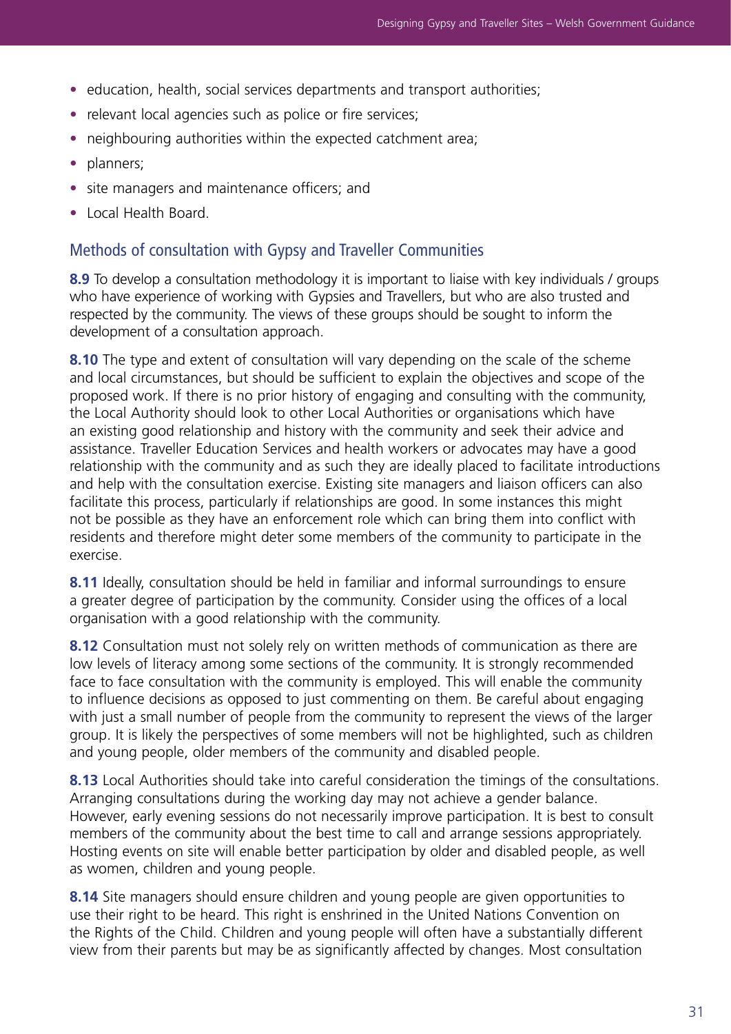- education, health, social services departments and transport authorities;
- relevant local agencies such as police or fire services;
- neighbouring authorities within the expected catchment area;
- planners;
- site managers and maintenance officers; and
- Local Health Board.

## Methods of consultation with Gypsy and Traveller Communities

**8.9** To develop a consultation methodology it is important to liaise with key individuals / groups who have experience of working with Gypsies and Travellers, but who are also trusted and respected by the community. The views of these groups should be sought to inform the development of a consultation approach.

**8.10** The type and extent of consultation will vary depending on the scale of the scheme and local circumstances, but should be sufficient to explain the objectives and scope of the proposed work. If there is no prior history of engaging and consulting with the community, the Local Authority should look to other Local Authorities or organisations which have an existing good relationship and history with the community and seek their advice and assistance. Traveller Education Services and health workers or advocates may have a good relationship with the community and as such they are ideally placed to facilitate introductions and help with the consultation exercise. Existing site managers and liaison officers can also facilitate this process, particularly if relationships are good. In some instances this might not be possible as they have an enforcement role which can bring them into conflict with residents and therefore might deter some members of the community to participate in the exercise.

**8.11** Ideally, consultation should be held in familiar and informal surroundings to ensure a greater degree of participation by the community. Consider using the offices of a local organisation with a good relationship with the community.

**8.12** Consultation must not solely rely on written methods of communication as there are low levels of literacy among some sections of the community. It is strongly recommended face to face consultation with the community is employed. This will enable the community to influence decisions as opposed to just commenting on them. Be careful about engaging with just a small number of people from the community to represent the views of the larger group. It is likely the perspectives of some members will not be highlighted, such as children and young people, older members of the community and disabled people.

**8.13** Local Authorities should take into careful consideration the timings of the consultations. Arranging consultations during the working day may not achieve a gender balance. However, early evening sessions do not necessarily improve participation. It is best to consult members of the community about the best time to call and arrange sessions appropriately. Hosting events on site will enable better participation by older and disabled people, as well as women, children and young people.

**8.14** Site managers should ensure children and young people are given opportunities to use their right to be heard. This right is enshrined in the United Nations Convention on the Rights of the Child. Children and young people will often have a substantially different view from their parents but may be as significantly affected by changes. Most consultation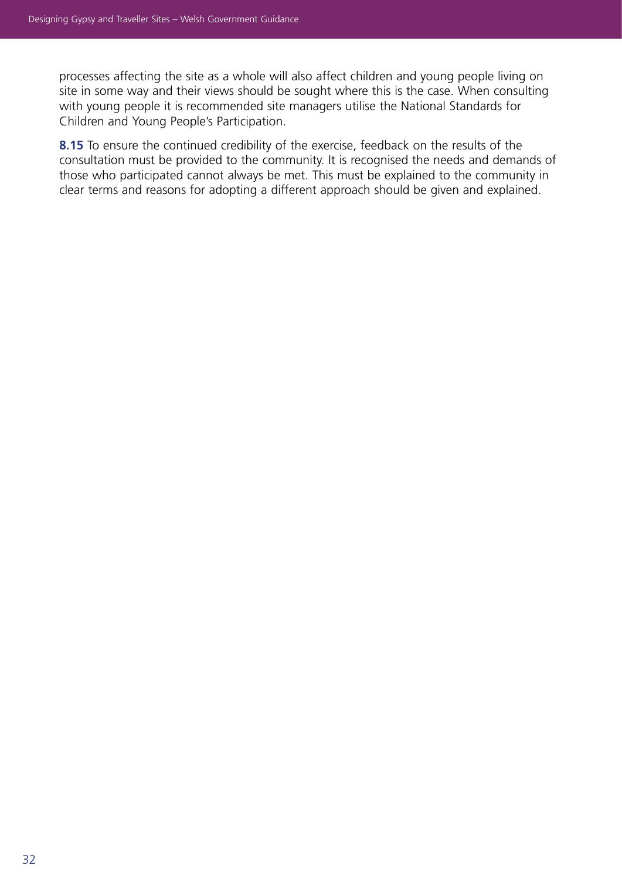processes affecting the site as a whole will also affect children and young people living on site in some way and their views should be sought where this is the case. When consulting with young people it is recommended site managers utilise the National Standards for Children and Young People's Participation.

**8.15** To ensure the continued credibility of the exercise, feedback on the results of the consultation must be provided to the community. It is recognised the needs and demands of those who participated cannot always be met. This must be explained to the community in clear terms and reasons for adopting a different approach should be given and explained.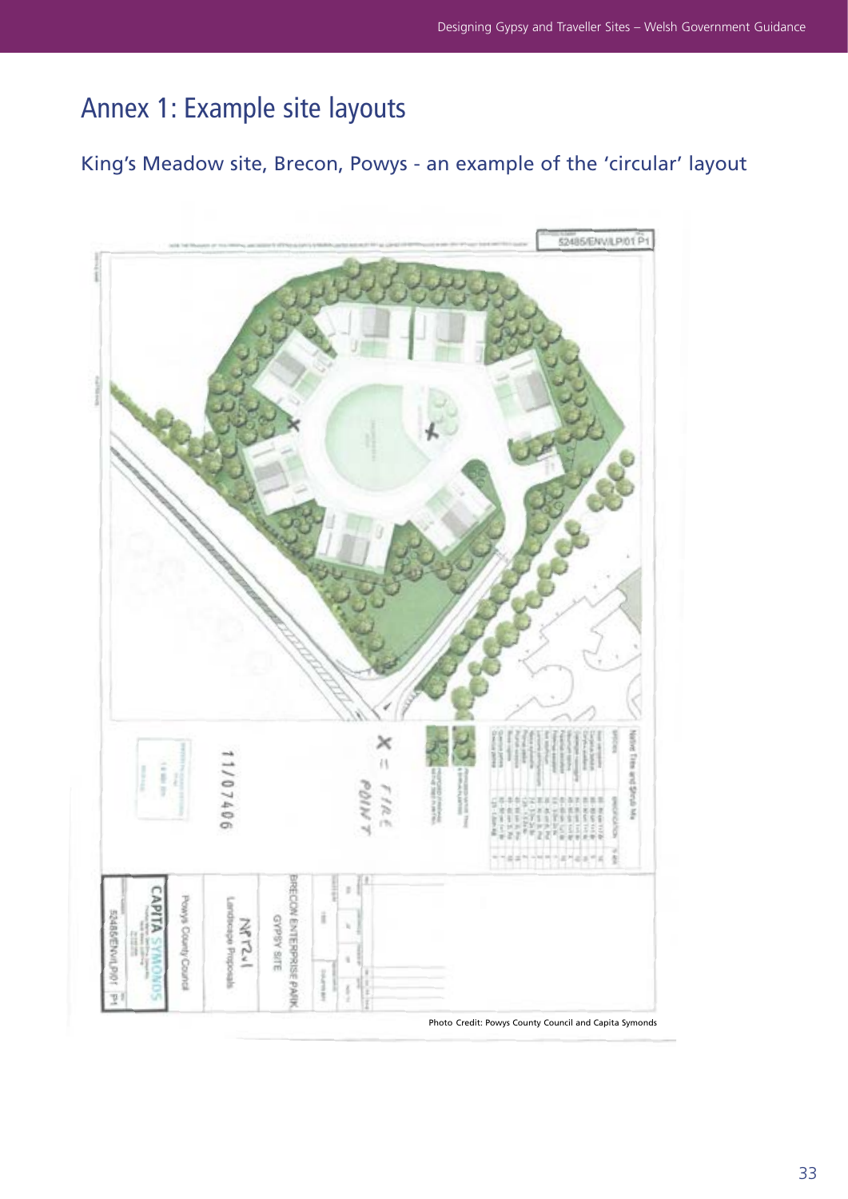# Annex 1: Example site layouts

## King's Meadow site, Brecon, Powys - an example of the 'circular' layout

Photo Credit: Powys County Council and Capita Symonds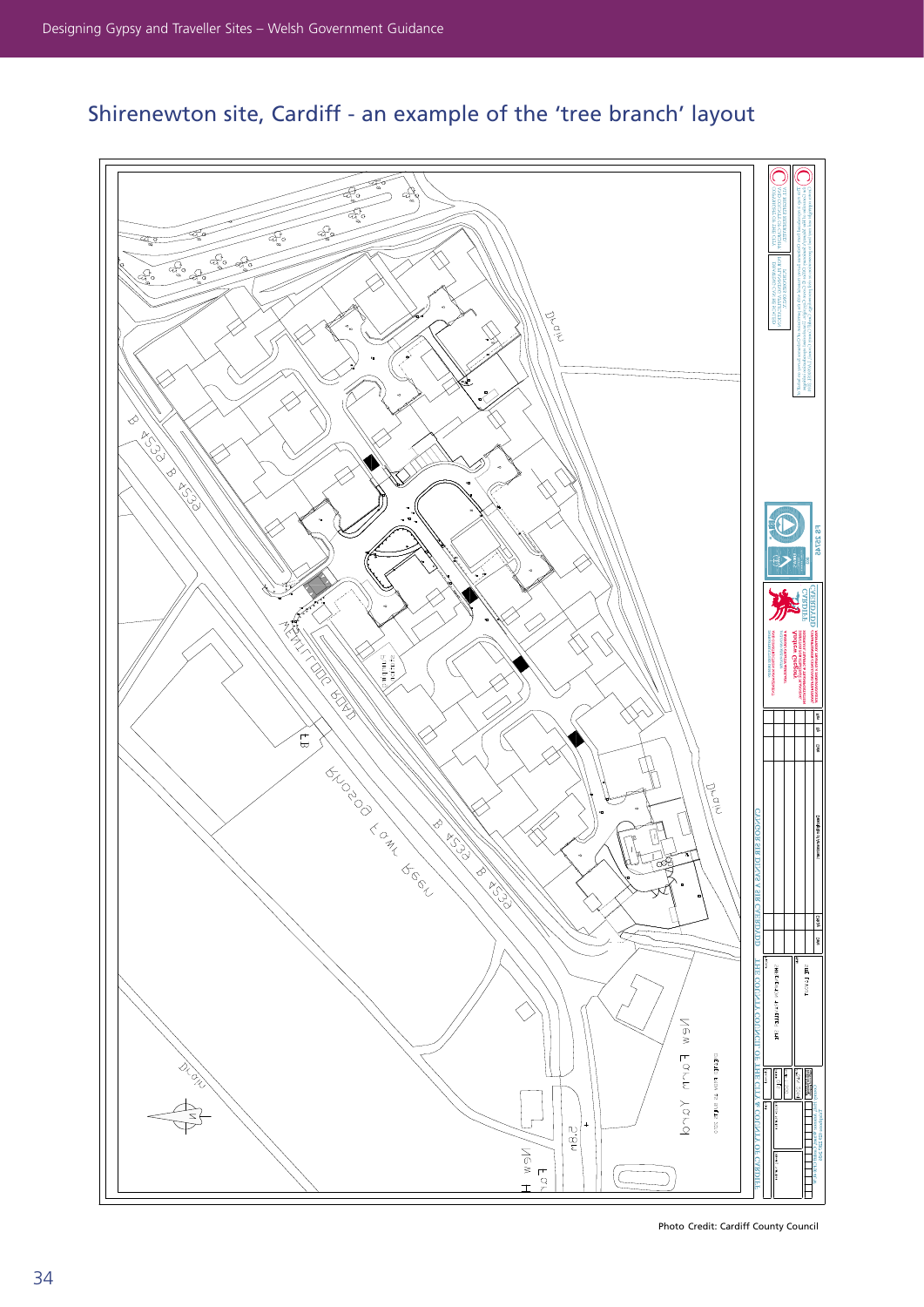## Shirenewton site, Cardiff - an example of the 'tree branch' layout

Photo Credit: Cardiff County Council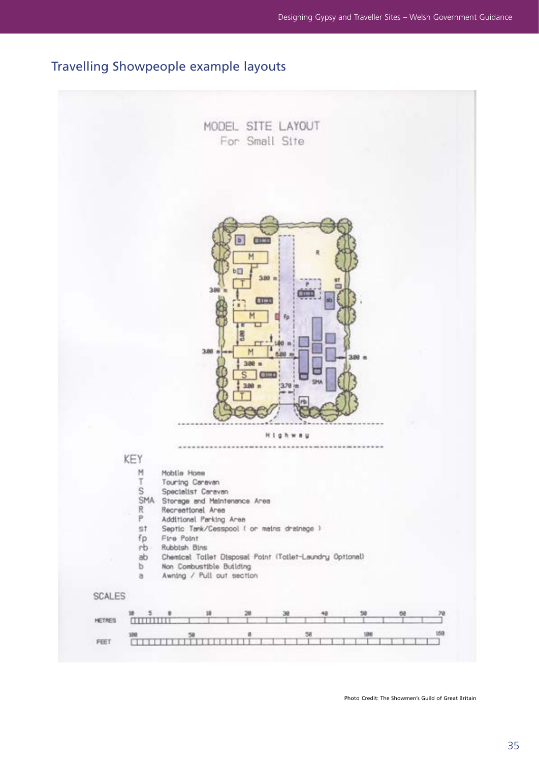## Travelling Showpeople example layouts

MODEL SITE LAYOUT
For Small Site

KEY

- M Mobile Home
- T Touring Caravan
- S Specialist Caravan
- SMA Storage and Maintenance Area
- R Recreational Area
- P Additional Parking Area
- st Septic Tank/Cesspool ( or mains drainage )
- fp Fire Point
- rb Rubbish Bins
- ab Chemical Toilet Disposal Point (Toilet-Laundry Optional)
- b Non Combustible Building
- a Awning / Pull out section

SCALES

Photo Credit: The Showmen's Guild of Great Britain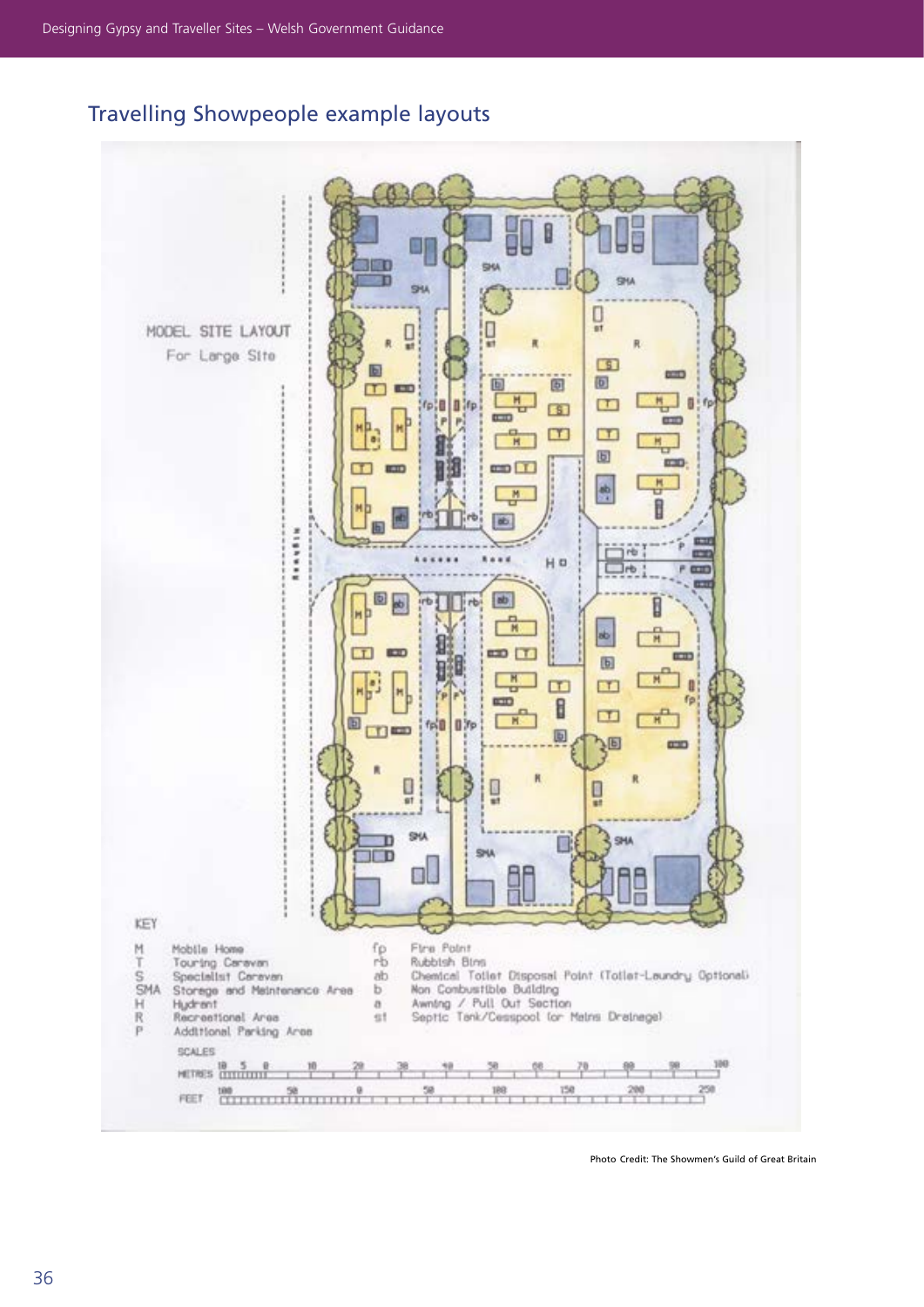## Travelling Showpeople example layouts

MODEL SITE LAYOUT

For Large Site

KEY

| | | | |
|---|---|---|---|
| M | Mobile Home | fp | Fire Point |
| T | Touring Caravan | rb | Rubbish Bins |
| S | Specialist Caravan | ab | Chemical Toilet Disposal Point (Toilet-Laundry Optional) |
| SMA | Storage and Maintenance Area | b | Non Combustible Building |
| H | Hydrant | a | Awning / Pull Out Section |
| R | Recreational Area | st | Septic Tank/Cesspool (or Mains Drainage) |
| P | Additional Parking Area | | |

SCALES

METRES 10 5 0 10 20 30 40 50 60 70 80 90 100

FEET 100 50 0 50 100 150 200 250

Photo Credit: The Showmen's Guild of Great Britain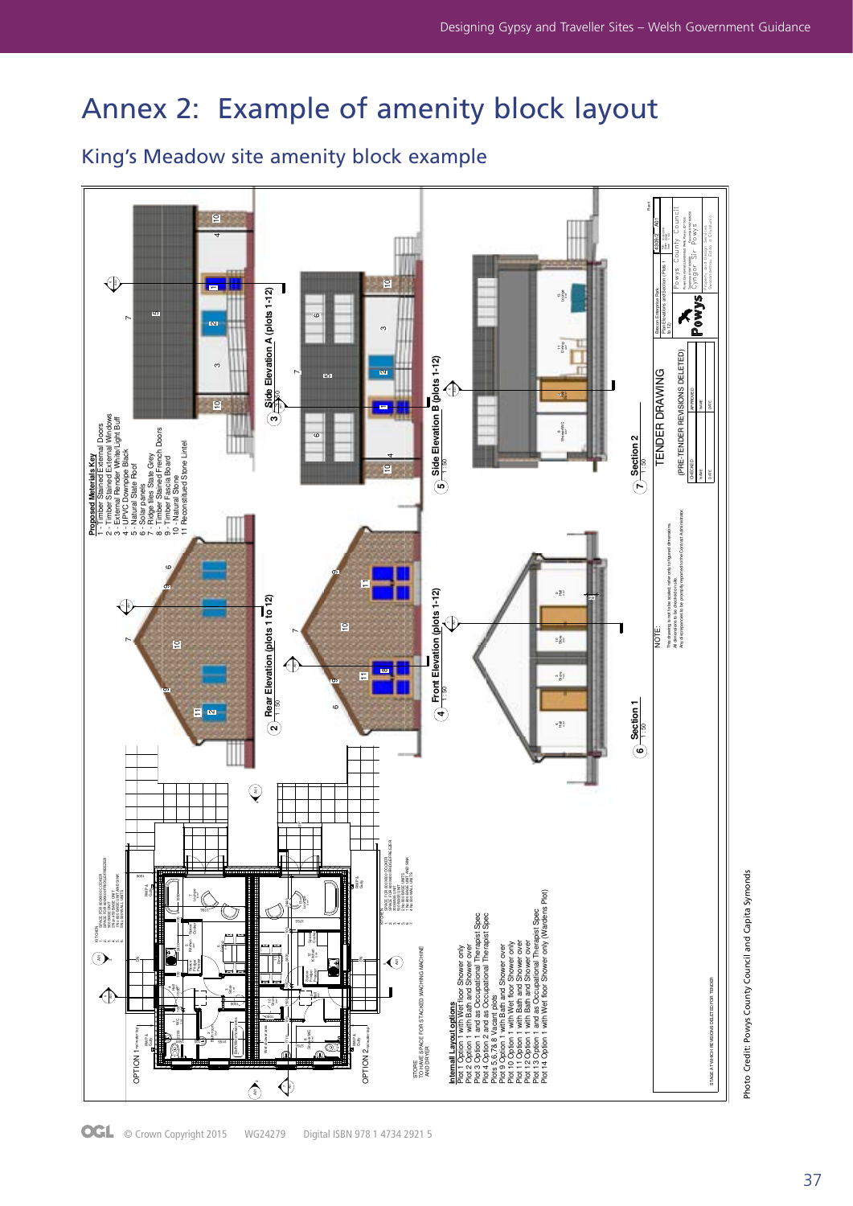# Annex 2: Example of amenity block layout

## King's Meadow site amenity block example

**Proposed Materials Key**
1 - Timber Stained External Doors
2 - Timber Stained External Windows
3 - External Render White/Light Buff
4 - UPVC Downpipe Black
5 - Natural Slate Roof
6 - Solar panels
7 - Ridge tiles Slate Grey
8 - Timber Stained French Doors
9 - Timber Fascia Board
10 - Natural Stone
11 Reconstituted Stone Lintel

Side Elevation A (plots 1-12)
1:50

Side Elevation B (plots 1-12)
1:50

Rear Elevation (plots 1 to 12)
1:50

Front Elevation (plots 1-12)
1:50

Section 1
1:50

Section 2
1:50

OPTION 1

OPTION 2

STORE - TO HAVE SPACE FOR STACKED WASHING MACHINE AND DRYER

**Internal Layout options**
Plot 1 Option 1 with Wet floor Shower only
Plot 2 Option 1 with Bath and Shower over
Plot 3 Option 1 and as Occupational Therapist Spec
Plot 4 Option 2 and as Occupational Therapist Spec
Plots 5,6,7 & 8 Vacant plots
Plot 9 Option 1 with Bath and Shower over
Plot 10 Option 1 with Wet floor Shower only
Plot 11 Option 1 with Bath and Shower over
Plot 12 Option 1 with Bath and Shower over
Plot 13 Option 1 and as Occupational Therapist Spec
Plot 14 Option 1 with Wet floor Shower only (Wardens Plot)

TENDER DRAWING

(PRE-TENDER REVISIONS DELETED)

Powys County Council

Photo Credit: Powys County Council and Capita Symonds

© Crown Copyright 2015 WG24279 Digital ISBN 978 1 4734 2921 5